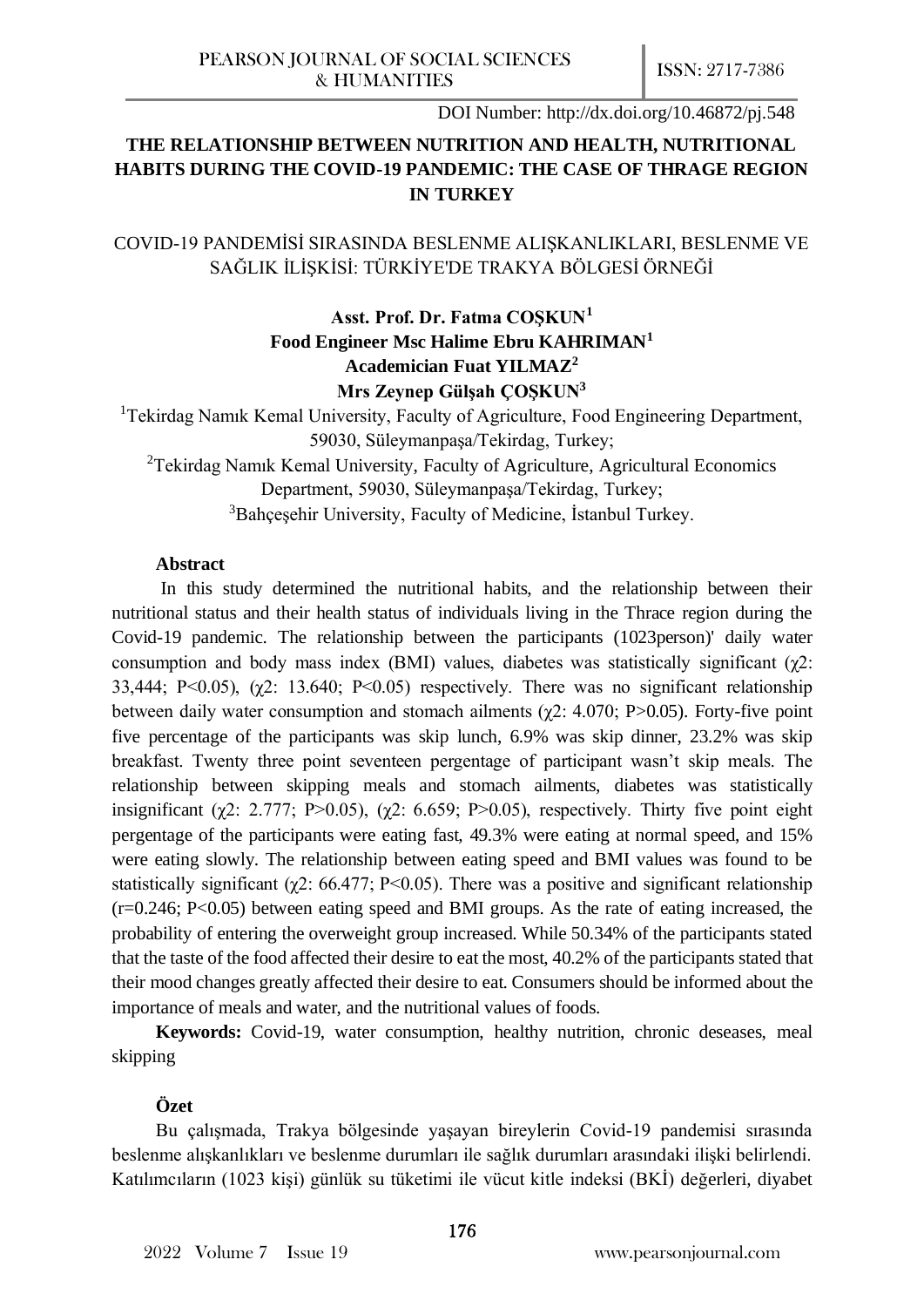DOI Number: http://dx.doi.org/10.46872/pj.548

# THE RELATIONSHIP BETWEEN NUTRITION AND HEALTH, NUTRITIONAL HABITS DURING THE COVID-19 PANDEMIC: THE CASE OF THRAGE REGION IN TURKEY

## COVID-19 PANDEMİSİ SIRASINDA BESLENME ALIŞKANLIKLARI, BESLENME VE SAĞLIK İLİŞKİSİ: TÜRKİYE'DE TRAKYA BÖLGESİ ÖRNEĞİ

**Asst. Prof. Dr. Fatma COŞKUN[1]**
**Food Engineer Msc Halime Ebru KAHRIMAN[1]**
**Academician Fuat YILMAZ[2]**
**Mrs Zeynep Gülşah ÇOŞKUN[3]**

[1]Tekirdag Namık Kemal University, Faculty of Agriculture, Food Engineering Department, 59030, Süleymanpaşa/Tekirdag, Turkey;
[2]Tekirdag Namık Kemal University, Faculty of Agriculture, Agricultural Economics Department, 59030, Süleymanpaşa/Tekirdag, Turkey;
[3]Bahçeşehir University, Faculty of Medicine, İstanbul Turkey.

**Abstract**

In this study determined the nutritional habits, and the relationship between their nutritional status and their health status of individuals living in the Thrace region during the Covid-19 pandemic. The relationship between the participants (1023person)' daily water consumption and body mass index (BMI) values, diabetes was statistically significant ($\chi^2$: 33,444; $P<0.05$), ($\chi^2$: 13.640; $P<0.05$) respectively. There was no significant relationship between daily water consumption and stomach ailments ($\chi^2$: 4.070; $P>0.05$). Forty-five point five percentage of the participants was skip lunch, 6.9% was skip dinner, 23.2% was skip breakfast. Twenty three point seventeen pergentage of participant wasn't skip meals. The relationship between skipping meals and stomach ailments, diabetes was statistically insignificant ($\chi^2$: 2.777; $P>0.05$), ($\chi^2$: 6.659; $P>0.05$), respectively. Thirty five point eight pergentage of the participants were eating fast, 49.3% were eating at normal speed, and 15% were eating slowly. The relationship between eating speed and BMI values was found to be statistically significant ($\chi^2$: 66.477; $P<0.05$). There was a positive and significant relationship ($r=0.246$; $P<0.05$) between eating speed and BMI groups. As the rate of eating increased, the probability of entering the overweight group increased. While 50.34% of the participants stated that the taste of the food affected their desire to eat the most, 40.2% of the participants stated that their mood changes greatly affected their desire to eat. Consumers should be informed about the importance of meals and water, and the nutritional values of foods.

**Keywords:** Covid-19, water consumption, healthy nutrition, chronic deseases, meal skipping

**Özet**

Bu çalışmada, Trakya bölgesinde yaşayan bireylerin Covid-19 pandemisi sırasında beslenme alışkanlıkları ve beslenme durumları ile sağlık durumları arasındaki ilişki belirlendi. Katılımcıların (1023 kişi) günlük su tüketimi ile vücut kitle indeksi (BKİ) değerleri, diyabet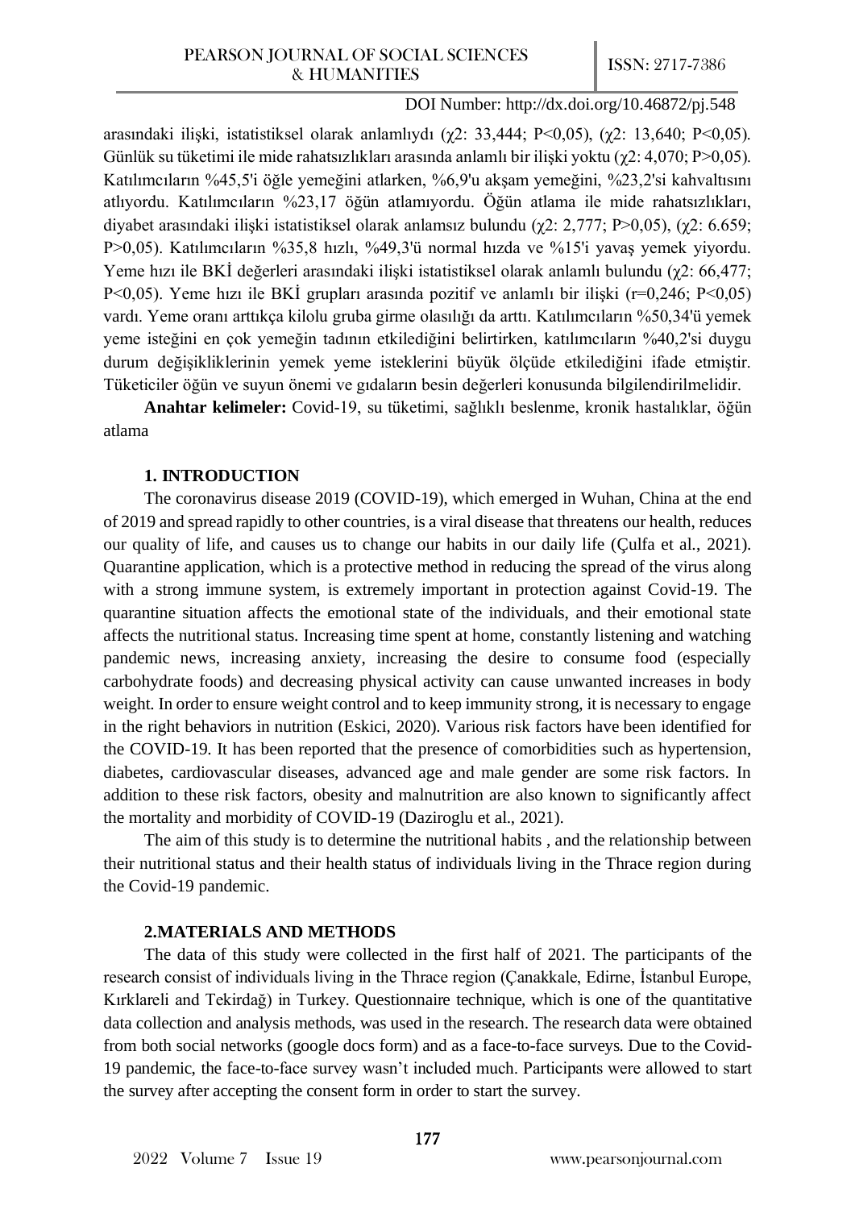arasındaki ilişki, istatistiksel olarak anlamlıydı ($\chi 2$: 33,444; $P<0,05$), ($\chi 2$: 13,640; $P<0,05$). Günlük su tüketimi ile mide rahatsızlıkları arasında anlamlı bir ilişki yoktu ($\chi 2$: 4,070; $P>0,05$). Katılımcıların %45,5'i öğle yemeğini atlarken, %6,9'u akşam yemeğini, %23,2'si kahvaltısını atlıyordu. Katılımcıların %23,17 öğün atlamıyordu. Öğün atlama ile mide rahatsızlıkları, diyabet arasındaki ilişki istatistiksel olarak anlamsız bulundu ($\chi 2$: 2,777; $P>0,05$), ($\chi 2$: 6.659; $P>0,05$). Katılımcıların %35,8 hızlı, %49,3'ü normal hızda ve %15'i yavaş yemek yiyordu. Yeme hızı ile BKİ değerleri arasındaki ilişki istatistiksel olarak anlamlı bulundu ($\chi 2$: 66,477; $P<0,05$). Yeme hızı ile BKİ grupları arasında pozitif ve anlamlı bir ilişki ($r=0,246$; $P<0,05$) vardı. Yeme oranı arttıkça kilolu gruba girme olasılığı da arttı. Katılımcıların %50,34'ü yemek yeme isteğini en çok yemeğin tadının etkilediğini belirtirken, katılımcıların %40,2'si duygu durum değişikliklerinin yemek yeme isteklerini büyük ölçüde etkilediğini ifade etmiştir. Tüketiciler öğün ve suyun önemi ve gıdaların besin değerleri konusunda bilgilendirilmelidir.

**Anahtar kelimeler:** Covid-19, su tüketimi, sağlıklı beslenme, kronik hastalıklar, öğün atlama

## 1. INTRODUCTION

The coronavirus disease 2019 (COVID-19), which emerged in Wuhan, China at the end of 2019 and spread rapidly to other countries, is a viral disease that threatens our health, reduces our quality of life, and causes us to change our habits in our daily life (Çulfa et al., 2021). Quarantine application, which is a protective method in reducing the spread of the virus along with a strong immune system, is extremely important in protection against Covid-19. The quarantine situation affects the emotional state of the individuals, and their emotional state affects the nutritional status. Increasing time spent at home, constantly listening and watching pandemic news, increasing anxiety, increasing the desire to consume food (especially carbohydrate foods) and decreasing physical activity can cause unwanted increases in body weight. In order to ensure weight control and to keep immunity strong, it is necessary to engage in the right behaviors in nutrition (Eskici, 2020). Various risk factors have been identified for the COVID-19. It has been reported that the presence of comorbidities such as hypertension, diabetes, cardiovascular diseases, advanced age and male gender are some risk factors. In addition to these risk factors, obesity and malnutrition are also known to significantly affect the mortality and morbidity of COVID-19 (Daziroglu et al., 2021).

The aim of this study is to determine the nutritional habits , and the relationship between their nutritional status and their health status of individuals living in the Thrace region during the Covid-19 pandemic.

## 2.MATERIALS AND METHODS

The data of this study were collected in the first half of 2021. The participants of the research consist of individuals living in the Thrace region (Çanakkale, Edirne, İstanbul Europe, Kırklareli and Tekirdağ) in Turkey. Questionnaire technique, which is one of the quantitative data collection and analysis methods, was used in the research. The research data were obtained from both social networks (google docs form) and as a face-to-face surveys. Due to the Covid-19 pandemic, the face-to-face survey wasn't included much. Participants were allowed to start the survey after accepting the consent form in order to start the survey.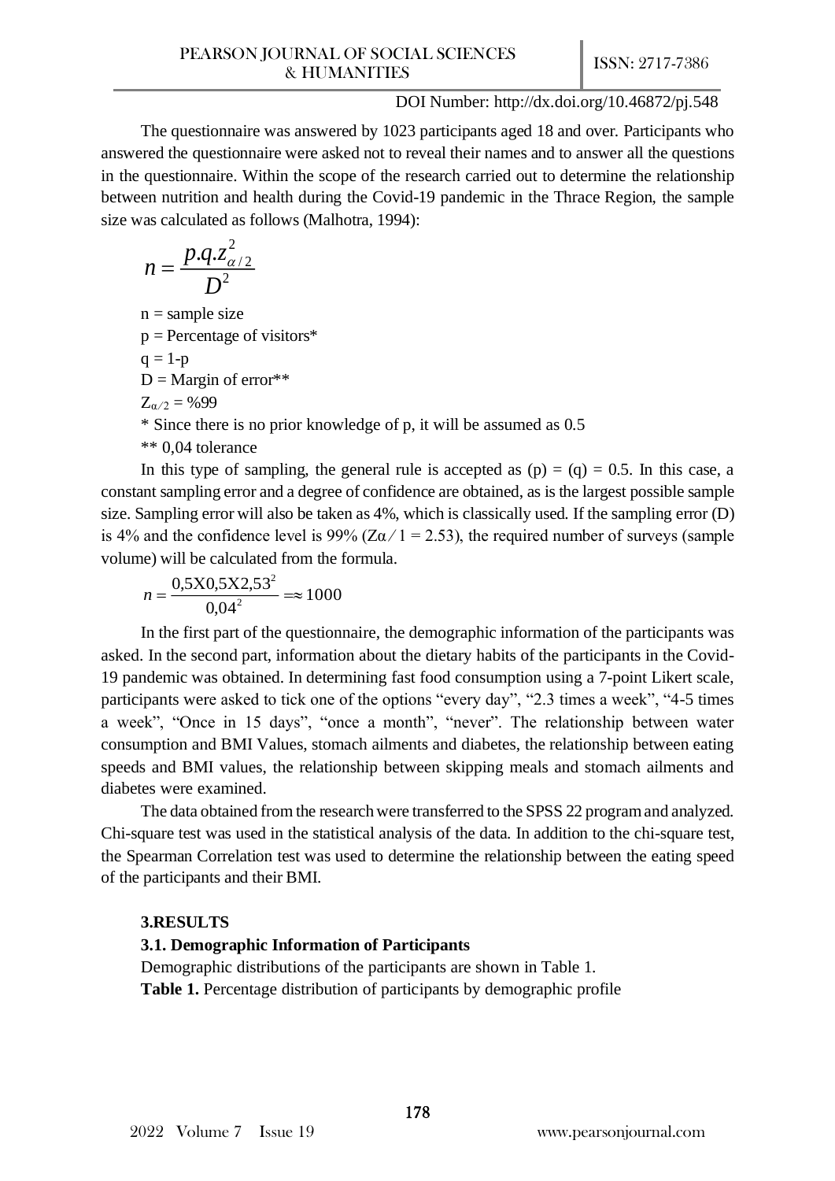The questionnaire was answered by 1023 participants aged 18 and over. Participants who answered the questionnaire were asked not to reveal their names and to answer all the questions in the questionnaire. Within the scope of the research carried out to determine the relationship between nutrition and health during the Covid-19 pandemic in the Thrace Region, the sample size was calculated as follows (Malhotra, 1994):

$$n = \frac{p.q.z_{\alpha/2}^{2}}{D^{2}}$$

n = sample size

p = Percentage of visitors*

q = 1-p

D = Margin of error**

$Z_{\alpha/2}$ = %99

* Since there is no prior knowledge of p, it will be assumed as 0.5

** 0,04 tolerance

In this type of sampling, the general rule is accepted as (p) = (q) = 0.5. In this case, a constant sampling error and a degree of confidence are obtained, as is the largest possible sample size. Sampling error will also be taken as 4%, which is classically used. If the sampling error (D) is 4% and the confidence level is 99% ($Z\alpha/1 = 2.53$), the required number of surveys (sample volume) will be calculated from the formula.

$$n = \frac{0{,}5X0{,}5X2{,}53^{2}}{0{,}04^{2}} = \approx 1000$$

In the first part of the questionnaire, the demographic information of the participants was asked. In the second part, information about the dietary habits of the participants in the Covid-19 pandemic was obtained. In determining fast food consumption using a 7-point Likert scale, participants were asked to tick one of the options "every day", "2.3 times a week", "4-5 times a week", "Once in 15 days", "once a month", "never". The relationship between water consumption and BMI Values, stomach ailments and diabetes, the relationship between eating speeds and BMI values, the relationship between skipping meals and stomach ailments and diabetes were examined.

The data obtained from the research were transferred to the SPSS 22 program and analyzed. Chi-square test was used in the statistical analysis of the data. In addition to the chi-square test, the Spearman Correlation test was used to determine the relationship between the eating speed of the participants and their BMI.

### 3.RESULTS

#### 3.1. Demographic Information of Participants

Demographic distributions of the participants are shown in Table 1.

**Table 1.** Percentage distribution of participants by demographic profile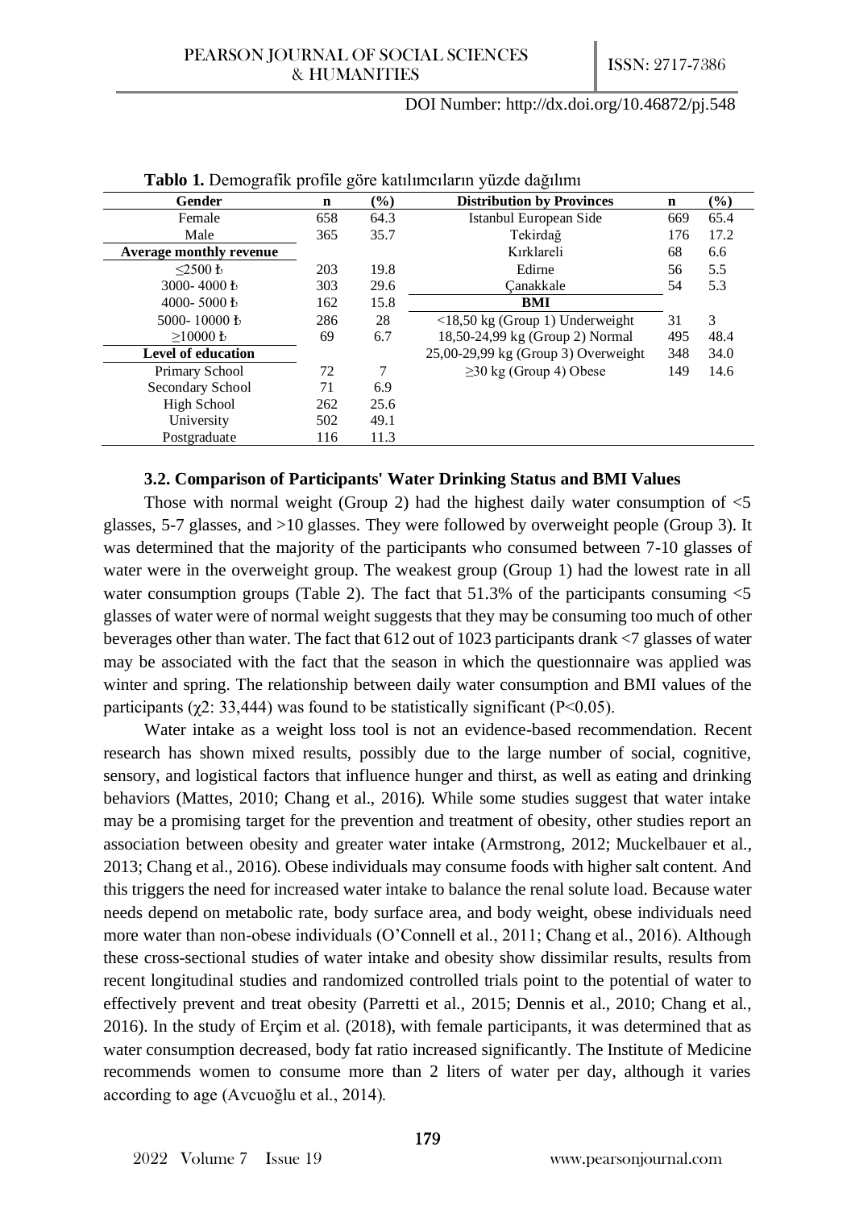**Tablo 1.** Demografik profile göre katılımcıların yüzde dağılımı

| Gender | n | (%) | Distribution by Provinces | n | (%) |
|---|---|---|---|---|---|
| Female | 658 | 64.3 | Istanbul European Side | 669 | 65.4 |
| Male | 365 | 35.7 | Tekirdağ | 176 | 17.2 |
| **Average monthly revenue** | | | Kırklareli | 68 | 6.6 |
| ≤2500 ₺ | 203 | 19.8 | Edirne | 56 | 5.5 |
| 3000- 4000 ₺ | 303 | 29.6 | Çanakkale | 54 | 5.3 |
| 4000- 5000 ₺ | 162 | 15.8 | **BMI** | | |
| 5000- 10000 ₺ | 286 | 28 | <18,50 kg (Group 1) Underweight | 31 | 3 |
| ≥10000 ₺ | 69 | 6.7 | 18,50-24,99 kg (Group 2) Normal | 495 | 48.4 |
| **Level of education** | | | 25,00-29,99 kg (Group 3) Overweight | 348 | 34.0 |
| Primary School | 72 | 7 | ≥30 kg (Group 4) Obese | 149 | 14.6 |
| Secondary School | 71 | 6.9 | | | |
| High School | 262 | 25.6 | | | |
| University | 502 | 49.1 | | | |
| Postgraduate | 116 | 11.3 | | | |

### 3.2. Comparison of Participants' Water Drinking Status and BMI Values

Those with normal weight (Group 2) had the highest daily water consumption of <5 glasses, 5-7 glasses, and >10 glasses. They were followed by overweight people (Group 3). It was determined that the majority of the participants who consumed between 7-10 glasses of water were in the overweight group. The weakest group (Group 1) had the lowest rate in all water consumption groups (Table 2). The fact that 51.3% of the participants consuming <5 glasses of water were of normal weight suggests that they may be consuming too much of other beverages other than water. The fact that 612 out of 1023 participants drank <7 glasses of water may be associated with the fact that the season in which the questionnaire was applied was winter and spring. The relationship between daily water consumption and BMI values of the participants ($\chi^2$: 33,444) was found to be statistically significant ($P<0.05$).

Water intake as a weight loss tool is not an evidence-based recommendation. Recent research has shown mixed results, possibly due to the large number of social, cognitive, sensory, and logistical factors that influence hunger and thirst, as well as eating and drinking behaviors (Mattes, 2010; Chang et al., 2016). While some studies suggest that water intake may be a promising target for the prevention and treatment of obesity, other studies report an association between obesity and greater water intake (Armstrong, 2012; Muckelbauer et al., 2013; Chang et al., 2016). Obese individuals may consume foods with higher salt content. And this triggers the need for increased water intake to balance the renal solute load. Because water needs depend on metabolic rate, body surface area, and body weight, obese individuals need more water than non-obese individuals (O'Connell et al., 2011; Chang et al., 2016). Although these cross-sectional studies of water intake and obesity show dissimilar results, results from recent longitudinal studies and randomized controlled trials point to the potential of water to effectively prevent and treat obesity (Parretti et al., 2015; Dennis et al., 2010; Chang et al., 2016). In the study of Erçim et al. (2018), with female participants, it was determined that as water consumption decreased, body fat ratio increased significantly. The Institute of Medicine recommends women to consume more than 2 liters of water per day, although it varies according to age (Avcuoğlu et al., 2014).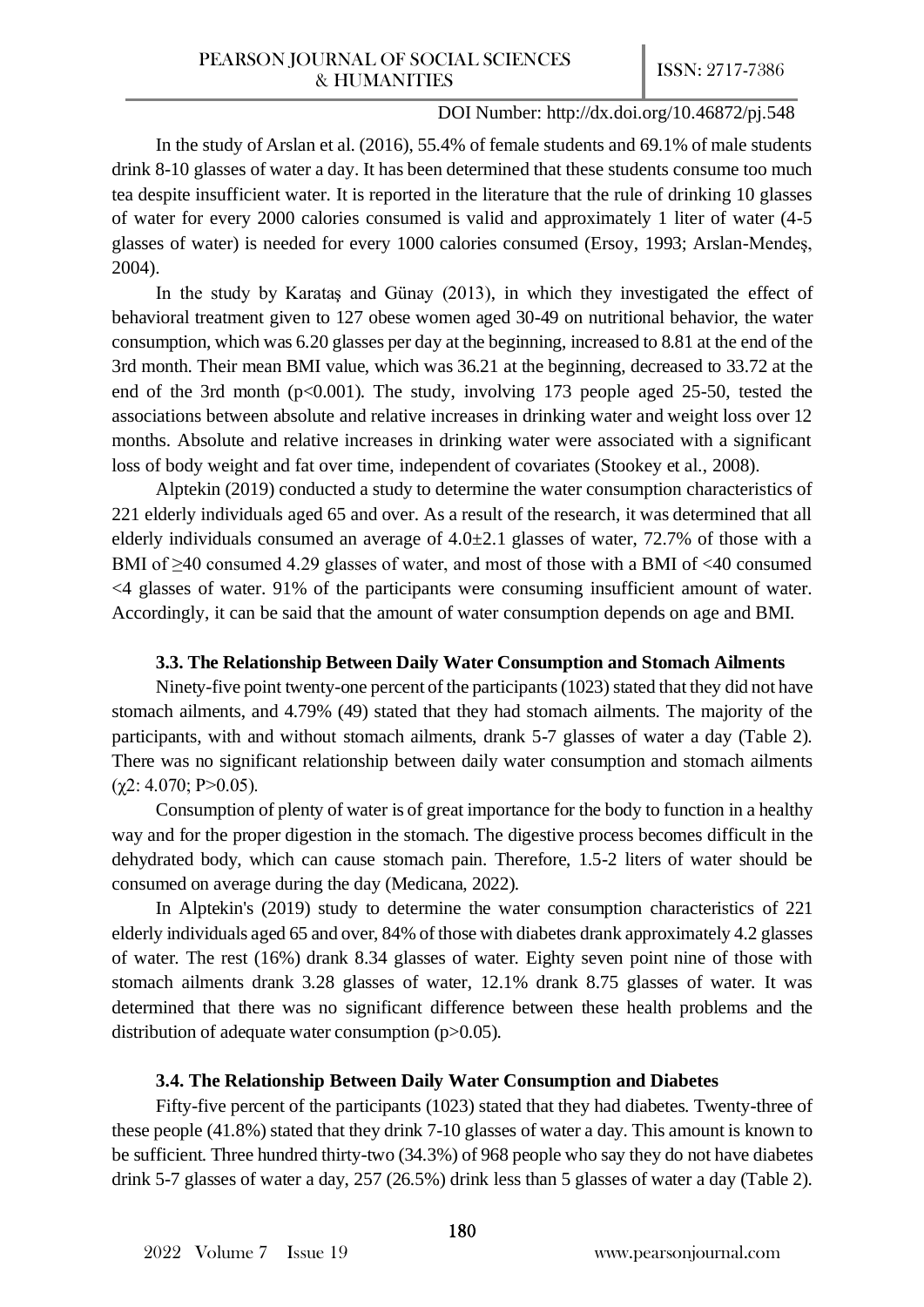In the study of Arslan et al. (2016), 55.4% of female students and 69.1% of male students drink 8-10 glasses of water a day. It has been determined that these students consume too much tea despite insufficient water. It is reported in the literature that the rule of drinking 10 glasses of water for every 2000 calories consumed is valid and approximately 1 liter of water (4-5 glasses of water) is needed for every 1000 calories consumed (Ersoy, 1993; Arslan-Mendeş, 2004).

In the study by Karataş and Günay (2013), in which they investigated the effect of behavioral treatment given to 127 obese women aged 30-49 on nutritional behavior, the water consumption, which was 6.20 glasses per day at the beginning, increased to 8.81 at the end of the 3rd month. Their mean BMI value, which was 36.21 at the beginning, decreased to 33.72 at the end of the 3rd month ($p<0.001$). The study, involving 173 people aged 25-50, tested the associations between absolute and relative increases in drinking water and weight loss over 12 months. Absolute and relative increases in drinking water were associated with a significant loss of body weight and fat over time, independent of covariates (Stookey et al., 2008).

Alptekin (2019) conducted a study to determine the water consumption characteristics of 221 elderly individuals aged 65 and over. As a result of the research, it was determined that all elderly individuals consumed an average of $4.0\pm2.1$ glasses of water, 72.7% of those with a BMI of $\geq40$ consumed 4.29 glasses of water, and most of those with a BMI of $<40$ consumed $<4$ glasses of water. 91% of the participants were consuming insufficient amount of water. Accordingly, it can be said that the amount of water consumption depends on age and BMI.

### 3.3. The Relationship Between Daily Water Consumption and Stomach Ailments

Ninety-five point twenty-one percent of the participants (1023) stated that they did not have stomach ailments, and 4.79% (49) stated that they had stomach ailments. The majority of the participants, with and without stomach ailments, drank 5-7 glasses of water a day (Table 2). There was no significant relationship between daily water consumption and stomach ailments ($\chi^2$: 4.070; $P>0.05$).

Consumption of plenty of water is of great importance for the body to function in a healthy way and for the proper digestion in the stomach. The digestive process becomes difficult in the dehydrated body, which can cause stomach pain. Therefore, 1.5-2 liters of water should be consumed on average during the day (Medicana, 2022).

In Alptekin's (2019) study to determine the water consumption characteristics of 221 elderly individuals aged 65 and over, 84% of those with diabetes drank approximately 4.2 glasses of water. The rest (16%) drank 8.34 glasses of water. Eighty seven point nine of those with stomach ailments drank 3.28 glasses of water, 12.1% drank 8.75 glasses of water. It was determined that there was no significant difference between these health problems and the distribution of adequate water consumption ($p>0.05$).

### 3.4. The Relationship Between Daily Water Consumption and Diabetes

Fifty-five percent of the participants (1023) stated that they had diabetes. Twenty-three of these people (41.8%) stated that they drink 7-10 glasses of water a day. This amount is known to be sufficient. Three hundred thirty-two (34.3%) of 968 people who say they do not have diabetes drink 5-7 glasses of water a day, 257 (26.5%) drink less than 5 glasses of water a day (Table 2).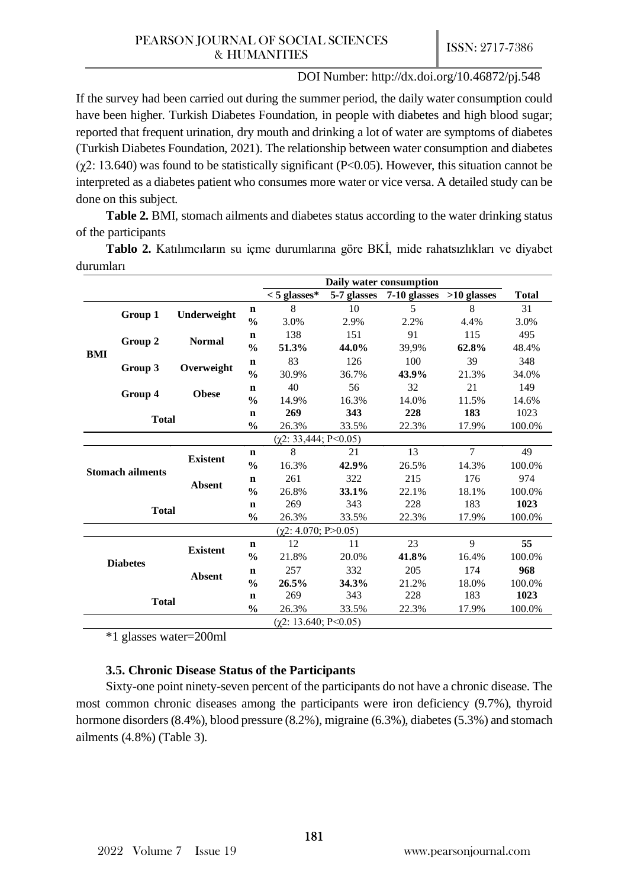If the survey had been carried out during the summer period, the daily water consumption could have been higher. Turkish Diabetes Foundation, in people with diabetes and high blood sugar; reported that frequent urination, dry mouth and drinking a lot of water are symptoms of diabetes (Turkish Diabetes Foundation, 2021). The relationship between water consumption and diabetes ($\chi^2$: 13.640) was found to be statistically significant (P<0.05). However, this situation cannot be interpreted as a diabetes patient who consumes more water or vice versa. A detailed study can be done on this subject.

**Table 2.** BMI, stomach ailments and diabetes status according to the water drinking status of the participants

**Tablo 2.** Katılımcıların su içme durumlarına göre BKİ, mide rahatsızlıkları ve diyabet durumları

| | | | | Daily water consumption | | | | |
|---|---|---|---|---|---|---|---|---|
| | | | | **< 5 glasses*** | **5-7 glasses** | **7-10 glasses** | **>10 glasses** | **Total** |
| **BMI** | **Group 1** | **Underweight** | **n** | 8 | 10 | 5 | 8 | 31 |
| | | | **%** | 3.0% | 2.9% | 2.2% | 4.4% | 3.0% |
| | **Group 2** | **Normal** | **n** | 138 | 151 | 91 | 115 | 495 |
| | | | **%** | **51.3%** | **44.0%** | 39,9% | **62.8%** | 48.4% |
| | **Group 3** | **Overweight** | **n** | 83 | 126 | 100 | 39 | 348 |
| | | | **%** | 30.9% | 36.7% | **43.9%** | 21.3% | 34.0% |
| | **Group 4** | **Obese** | **n** | 40 | 56 | 32 | 21 | 149 |
| | | | **%** | 14.9% | 16.3% | 14.0% | 11.5% | 14.6% |
| **Total** | | | **n** | **269** | **343** | **228** | **183** | 1023 |
| | | | **%** | 26.3% | 33.5% | 22.3% | 17.9% | 100.0% |
| ($\chi^2$: 33,444; P<0.05) | | | | | | | | |
| **Stomach ailments** | | **Existent** | **n** | 8 | 21 | 13 | 7 | 49 |
| | | | **%** | 16.3% | **42.9%** | 26.5% | 14.3% | 100.0% |
| | | **Absent** | **n** | 261 | 322 | 215 | 176 | 974 |
| | | | **%** | 26.8% | **33.1%** | 22.1% | 18.1% | 100.0% |
| **Total** | | | **n** | 269 | 343 | 228 | 183 | **1023** |
| | | | **%** | 26.3% | 33.5% | 22.3% | 17.9% | 100.0% |
| ($\chi^2$: 4.070; P>0.05) | | | | | | | | |
| **Diabetes** | | **Existent** | **n** | 12 | 11 | 23 | 9 | **55** |
| | | | **%** | 21.8% | 20.0% | **41.8%** | 16.4% | 100.0% |
| | | **Absent** | **n** | 257 | 332 | 205 | 174 | **968** |
| | | | **%** | **26.5%** | **34.3%** | 21.2% | 18.0% | 100.0% |
| **Total** | | | **n** | 269 | 343 | 228 | 183 | **1023** |
| | | | **%** | 26.3% | 33.5% | 22.3% | 17.9% | 100.0% |
| ($\chi^2$: 13.640; P<0.05) | | | | | | | | |

*1 glasses water=200ml

### 3.5. Chronic Disease Status of the Participants

Sixty-one point ninety-seven percent of the participants do not have a chronic disease. The most common chronic diseases among the participants were iron deficiency (9.7%), thyroid hormone disorders (8.4%), blood pressure (8.2%), migraine (6.3%), diabetes (5.3%) and stomach ailments (4.8%) (Table 3).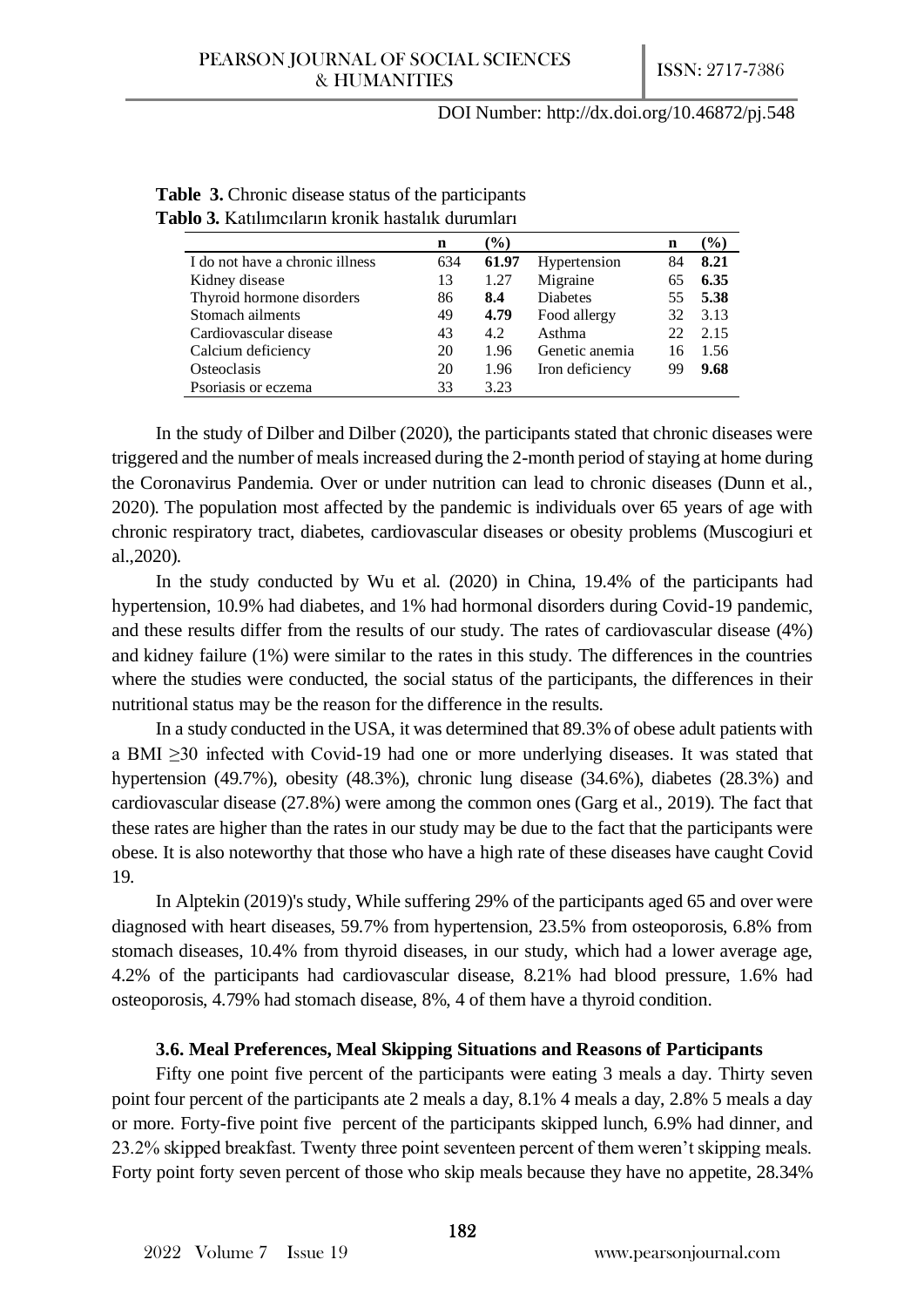**Table 3.** Chronic disease status of the participants
**Tablo 3.** Katılımcıların kronik hastalık durumları

| | n | (%) | | n | (%) |
|---|---|---|---|---|---|
| I do not have a chronic illness | 634 | **61.97** | Hypertension | 84 | **8.21** |
| Kidney disease | 13 | 1.27 | Migraine | 65 | **6.35** |
| Thyroid hormone disorders | 86 | **8.4** | Diabetes | 55 | **5.38** |
| Stomach ailments | 49 | **4.79** | Food allergy | 32 | 3.13 |
| Cardiovascular disease | 43 | 4.2 | Asthma | 22 | 2.15 |
| Calcium deficiency | 20 | 1.96 | Genetic anemia | 16 | 1.56 |
| Osteoclasis | 20 | 1.96 | Iron deficiency | 99 | **9.68** |
| Psoriasis or eczema | 33 | 3.23 | | | |

In the study of Dilber and Dilber (2020), the participants stated that chronic diseases were triggered and the number of meals increased during the 2-month period of staying at home during the Coronavirus Pandemia. Over or under nutrition can lead to chronic diseases (Dunn et al., 2020). The population most affected by the pandemic is individuals over 65 years of age with chronic respiratory tract, diabetes, cardiovascular diseases or obesity problems (Muscogiuri et al.,2020).

In the study conducted by Wu et al. (2020) in China, 19.4% of the participants had hypertension, 10.9% had diabetes, and 1% had hormonal disorders during Covid-19 pandemic, and these results differ from the results of our study. The rates of cardiovascular disease (4%) and kidney failure (1%) were similar to the rates in this study. The differences in the countries where the studies were conducted, the social status of the participants, the differences in their nutritional status may be the reason for the difference in the results.

In a study conducted in the USA, it was determined that 89.3% of obese adult patients with a BMI $\geq$30 infected with Covid-19 had one or more underlying diseases. It was stated that hypertension (49.7%), obesity (48.3%), chronic lung disease (34.6%), diabetes (28.3%) and cardiovascular disease (27.8%) were among the common ones (Garg et al., 2019). The fact that these rates are higher than the rates in our study may be due to the fact that the participants were obese. It is also noteworthy that those who have a high rate of these diseases have caught Covid 19.

In Alptekin (2019)'s study, While suffering 29% of the participants aged 65 and over were diagnosed with heart diseases, 59.7% from hypertension, 23.5% from osteoporosis, 6.8% from stomach diseases, 10.4% from thyroid diseases, in our study, which had a lower average age, 4.2% of the participants had cardiovascular disease, 8.21% had blood pressure, 1.6% had osteoporosis, 4.79% had stomach disease, 8%, 4 of them have a thyroid condition.

### 3.6. Meal Preferences, Meal Skipping Situations and Reasons of Participants

Fifty one point five percent of the participants were eating 3 meals a day. Thirty seven point four percent of the participants ate 2 meals a day, 8.1% 4 meals a day, 2.8% 5 meals a day or more. Forty-five point five percent of the participants skipped lunch, 6.9% had dinner, and 23.2% skipped breakfast. Twenty three point seventeen percent of them weren't skipping meals. Forty point forty seven percent of those who skip meals because they have no appetite, 28.34%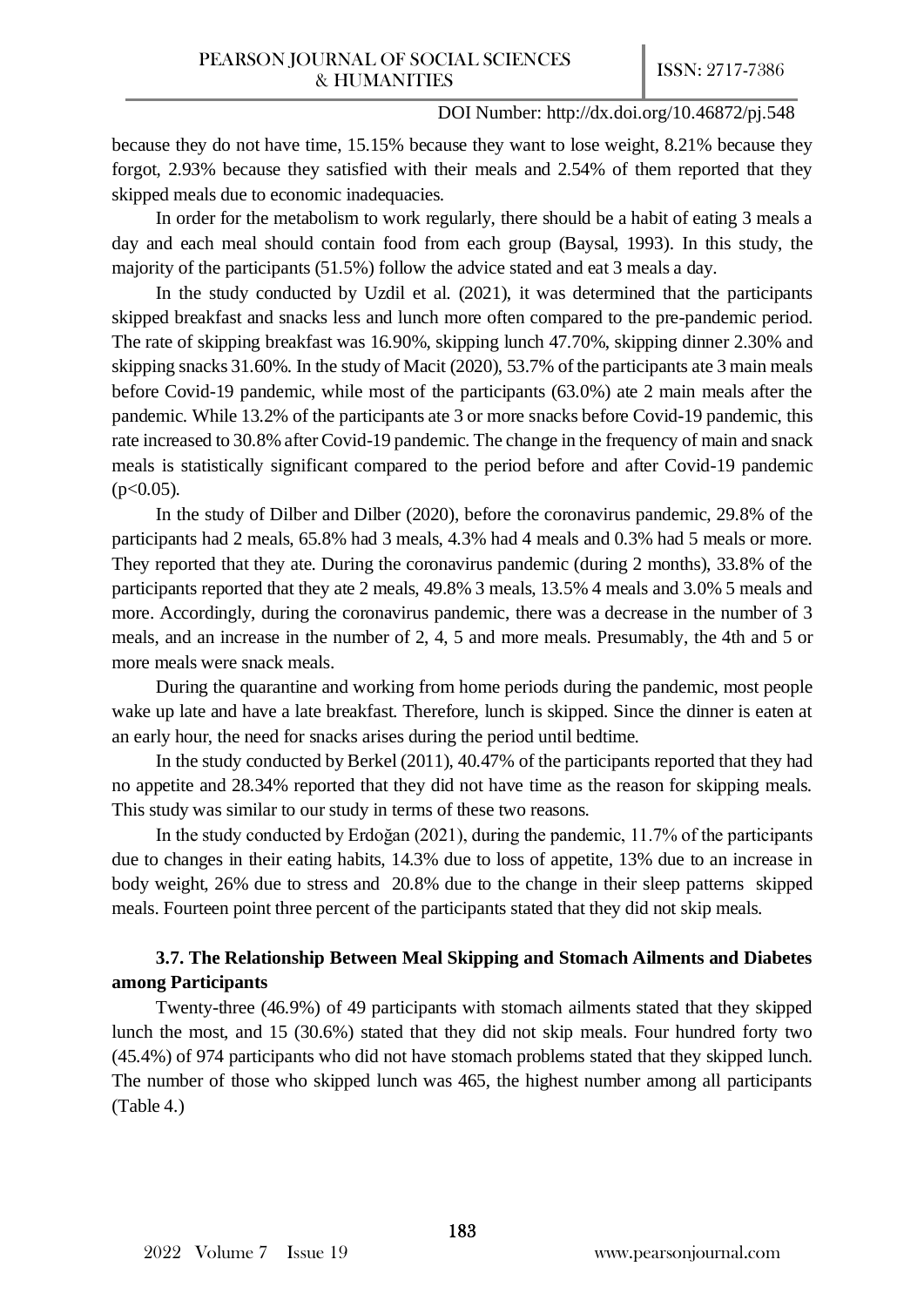because they do not have time, 15.15% because they want to lose weight, 8.21% because they forgot, 2.93% because they satisfied with their meals and 2.54% of them reported that they skipped meals due to economic inadequacies.

In order for the metabolism to work regularly, there should be a habit of eating 3 meals a day and each meal should contain food from each group (Baysal, 1993). In this study, the majority of the participants (51.5%) follow the advice stated and eat 3 meals a day.

In the study conducted by Uzdil et al. (2021), it was determined that the participants skipped breakfast and snacks less and lunch more often compared to the pre-pandemic period. The rate of skipping breakfast was 16.90%, skipping lunch 47.70%, skipping dinner 2.30% and skipping snacks 31.60%. In the study of Macit (2020), 53.7% of the participants ate 3 main meals before Covid-19 pandemic, while most of the participants (63.0%) ate 2 main meals after the pandemic. While 13.2% of the participants ate 3 or more snacks before Covid-19 pandemic, this rate increased to 30.8% after Covid-19 pandemic. The change in the frequency of main and snack meals is statistically significant compared to the period before and after Covid-19 pandemic ($p<0.05$).

In the study of Dilber and Dilber (2020), before the coronavirus pandemic, 29.8% of the participants had 2 meals, 65.8% had 3 meals, 4.3% had 4 meals and 0.3% had 5 meals or more. They reported that they ate. During the coronavirus pandemic (during 2 months), 33.8% of the participants reported that they ate 2 meals, 49.8% 3 meals, 13.5% 4 meals and 3.0% 5 meals and more. Accordingly, during the coronavirus pandemic, there was a decrease in the number of 3 meals, and an increase in the number of 2, 4, 5 and more meals. Presumably, the 4th and 5 or more meals were snack meals.

During the quarantine and working from home periods during the pandemic, most people wake up late and have a late breakfast. Therefore, lunch is skipped. Since the dinner is eaten at an early hour, the need for snacks arises during the period until bedtime.

In the study conducted by Berkel (2011), 40.47% of the participants reported that they had no appetite and 28.34% reported that they did not have time as the reason for skipping meals. This study was similar to our study in terms of these two reasons.

In the study conducted by Erdoğan (2021), during the pandemic, 11.7% of the participants due to changes in their eating habits, 14.3% due to loss of appetite, 13% due to an increase in body weight, 26% due to stress and 20.8% due to the change in their sleep patterns skipped meals. Fourteen point three percent of the participants stated that they did not skip meals.

### 3.7. The Relationship Between Meal Skipping and Stomach Ailments and Diabetes among Participants

Twenty-three (46.9%) of 49 participants with stomach ailments stated that they skipped lunch the most, and 15 (30.6%) stated that they did not skip meals. Four hundred forty two (45.4%) of 974 participants who did not have stomach problems stated that they skipped lunch. The number of those who skipped lunch was 465, the highest number among all participants (Table 4.)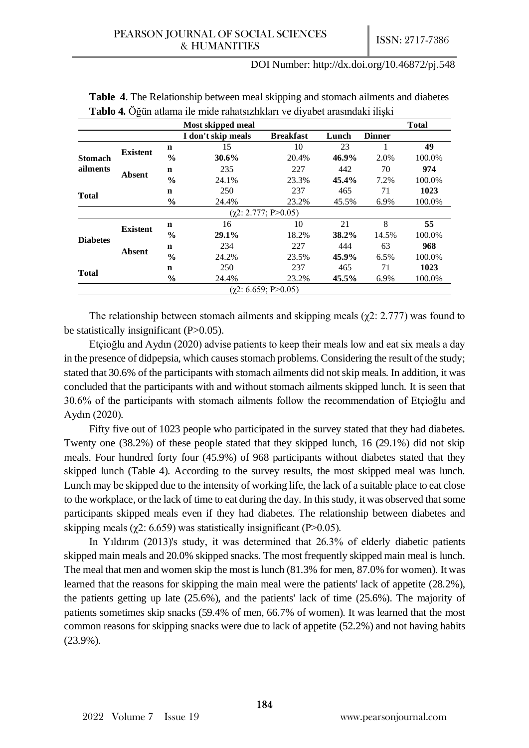**Table 4**. The Relationship between meal skipping and stomach ailments and diabetes
**Tablo 4.** Öğün atlama ile mide rahatsızlıkları ve diyabet arasındaki ilişki

| | | | Most skipped meal | | | | Total |
|---|---|---|---|---|---|---|---|
| | | | I don't skip meals | Breakfast | Lunch | Dinner | |
| **Stomach ailments** | **Existent** | **n** | 15 | 10 | 23 | 1 | **49** |
| | | **%** | **30.6%** | 20.4% | **46.9%** | 2.0% | 100.0% |
| | **Absent** | **n** | 235 | 227 | 442 | 70 | **974** |
| | | **%** | 24.1% | 23.3% | **45.4%** | 7.2% | 100.0% |
| **Total** | | **n** | 250 | 237 | 465 | 71 | **1023** |
| | | **%** | 24.4% | 23.2% | 45.5% | 6.9% | 100.0% |
| ($\chi$2: 2.777; P>0.05) | | | | | | | |
| **Diabetes** | **Existent** | **n** | 16 | 10 | 21 | 8 | **55** |
| | | **%** | **29.1%** | 18.2% | **38.2%** | 14.5% | 100.0% |
| | **Absent** | **n** | 234 | 227 | 444 | 63 | **968** |
| | | **%** | 24.2% | 23.5% | **45.9%** | 6.5% | 100.0% |
| **Total** | | **n** | 250 | 237 | 465 | 71 | **1023** |
| | | **%** | 24.4% | 23.2% | **45.5%** | 6.9% | 100.0% |
| ($\chi$2: 6.659; P>0.05) | | | | | | | |

The relationship between stomach ailments and skipping meals ($\chi$2: 2.777) was found to be statistically insignificant (P>0.05).

Etçioğlu and Aydın (2020) advise patients to keep their meals low and eat six meals a day in the presence of didpepsia, which causes stomach problems. Considering the result of the study; stated that 30.6% of the participants with stomach ailments did not skip meals. In addition, it was concluded that the participants with and without stomach ailments skipped lunch. It is seen that 30.6% of the participants with stomach ailments follow the recommendation of Etçioğlu and Aydın (2020).

Fifty five out of 1023 people who participated in the survey stated that they had diabetes. Twenty one (38.2%) of these people stated that they skipped lunch, 16 (29.1%) did not skip meals. Four hundred forty four (45.9%) of 968 participants without diabetes stated that they skipped lunch (Table 4). According to the survey results, the most skipped meal was lunch. Lunch may be skipped due to the intensity of working life, the lack of a suitable place to eat close to the workplace, or the lack of time to eat during the day. In this study, it was observed that some participants skipped meals even if they had diabetes. The relationship between diabetes and skipping meals ($\chi$2: 6.659) was statistically insignificant (P>0.05).

In Yıldırım (2013)'s study, it was determined that 26.3% of elderly diabetic patients skipped main meals and 20.0% skipped snacks. The most frequently skipped main meal is lunch. The meal that men and women skip the most is lunch (81.3% for men, 87.0% for women). It was learned that the reasons for skipping the main meal were the patients' lack of appetite (28.2%), the patients getting up late (25.6%), and the patients' lack of time (25.6%). The majority of patients sometimes skip snacks (59.4% of men, 66.7% of women). It was learned that the most common reasons for skipping snacks were due to lack of appetite (52.2%) and not having habits (23.9%).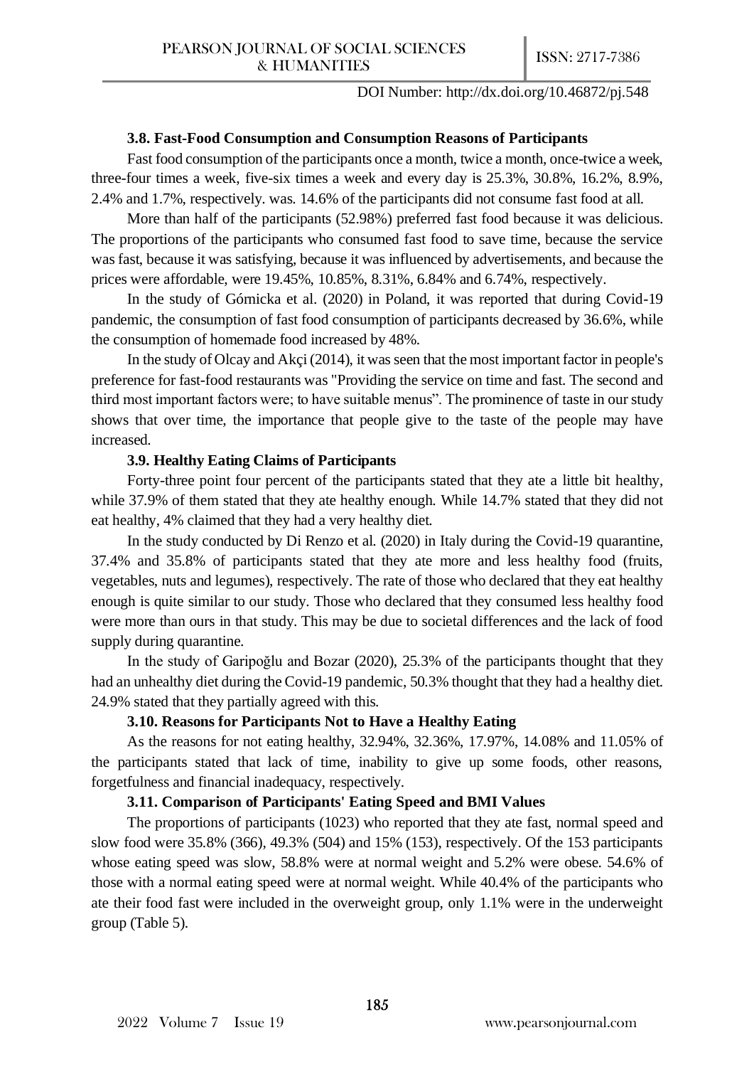### 3.8. Fast-Food Consumption and Consumption Reasons of Participants

Fast food consumption of the participants once a month, twice a month, once-twice a week, three-four times a week, five-six times a week and every day is 25.3%, 30.8%, 16.2%, 8.9%, 2.4% and 1.7%, respectively. was. 14.6% of the participants did not consume fast food at all.

More than half of the participants (52.98%) preferred fast food because it was delicious. The proportions of the participants who consumed fast food to save time, because the service was fast, because it was satisfying, because it was influenced by advertisements, and because the prices were affordable, were 19.45%, 10.85%, 8.31%, 6.84% and 6.74%, respectively.

In the study of Górnicka et al. (2020) in Poland, it was reported that during Covid-19 pandemic, the consumption of fast food consumption of participants decreased by 36.6%, while the consumption of homemade food increased by 48%.

In the study of Olcay and Akçi (2014), it was seen that the most important factor in people's preference for fast-food restaurants was "Providing the service on time and fast. The second and third most important factors were; to have suitable menus". The prominence of taste in our study shows that over time, the importance that people give to the taste of the people may have increased.

### 3.9. Healthy Eating Claims of Participants

Forty-three point four percent of the participants stated that they ate a little bit healthy, while 37.9% of them stated that they ate healthy enough. While 14.7% stated that they did not eat healthy, 4% claimed that they had a very healthy diet.

In the study conducted by Di Renzo et al. (2020) in Italy during the Covid-19 quarantine, 37.4% and 35.8% of participants stated that they ate more and less healthy food (fruits, vegetables, nuts and legumes), respectively. The rate of those who declared that they eat healthy enough is quite similar to our study. Those who declared that they consumed less healthy food were more than ours in that study. This may be due to societal differences and the lack of food supply during quarantine.

In the study of Garipoğlu and Bozar (2020), 25.3% of the participants thought that they had an unhealthy diet during the Covid-19 pandemic, 50.3% thought that they had a healthy diet. 24.9% stated that they partially agreed with this.

### 3.10. Reasons for Participants Not to Have a Healthy Eating

As the reasons for not eating healthy, 32.94%, 32.36%, 17.97%, 14.08% and 11.05% of the participants stated that lack of time, inability to give up some foods, other reasons, forgetfulness and financial inadequacy, respectively.

### 3.11. Comparison of Participants' Eating Speed and BMI Values

The proportions of participants (1023) who reported that they ate fast, normal speed and slow food were 35.8% (366), 49.3% (504) and 15% (153), respectively. Of the 153 participants whose eating speed was slow, 58.8% were at normal weight and 5.2% were obese. 54.6% of those with a normal eating speed were at normal weight. While 40.4% of the participants who ate their food fast were included in the overweight group, only 1.1% were in the underweight group (Table 5).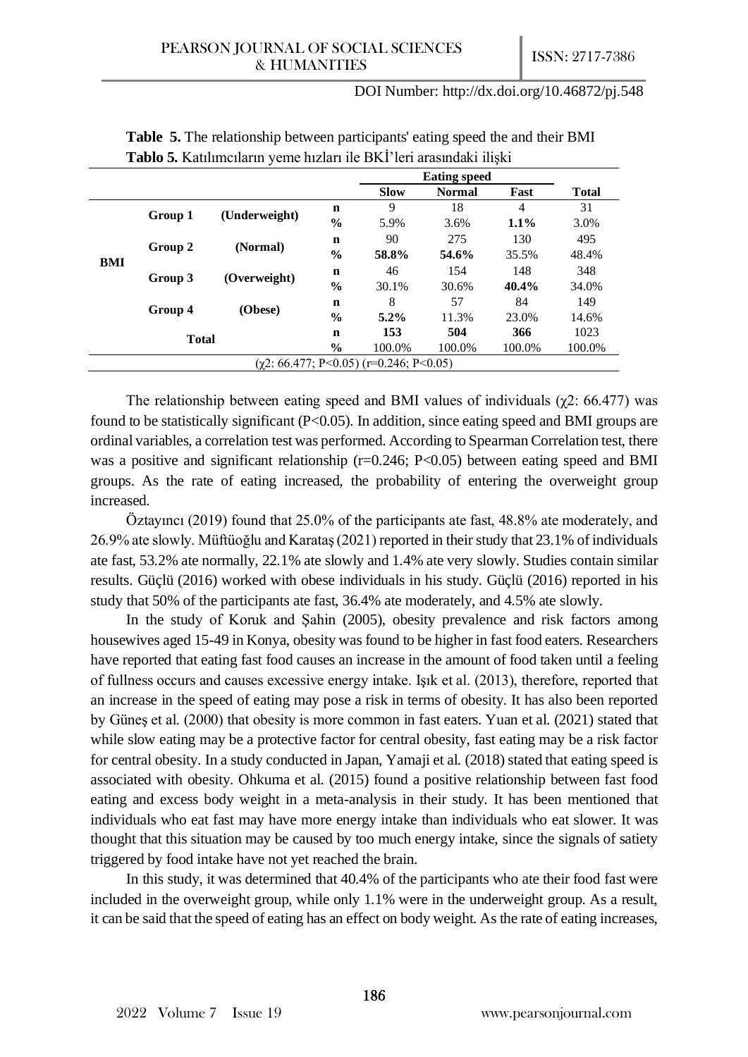**Table 5.** The relationship between participants' eating speed the and their BMI

**Tablo 5.** Katılımcıların yeme hızları ile BKİ'leri arasındaki ilişki

| | | | | Eating speed | | | |
|---|---|---|---|---|---|---|---|
| | | | | **Slow** | **Normal** | **Fast** | **Total** |
| **BMI** | **Group 1** | **(Underweight)** | **n** | 9 | 18 | 4 | 31 |
| | | | **%** | 5.9% | 3.6% | **1.1%** | 3.0% |
| | **Group 2** | **(Normal)** | **n** | 90 | 275 | 130 | 495 |
| | | | **%** | **58.8%** | **54.6%** | 35.5% | 48.4% |
| | **Group 3** | **(Overweight)** | **n** | 46 | 154 | 148 | 348 |
| | | | **%** | 30.1% | 30.6% | **40.4%** | 34.0% |
| | **Group 4** | **(Obese)** | **n** | 8 | 57 | 84 | 149 |
| | | | **%** | **5.2%** | 11.3% | 23.0% | 14.6% |
| **Total** | | | **n** | **153** | **504** | **366** | **1023** |
| | | | **%** | 100.0% | 100.0% | 100.0% | 100.0% |

($\chi 2$: 66.477; $P<0.05$) ($r=0.246$; $P<0.05$)

The relationship between eating speed and BMI values of individuals ($\chi 2$: 66.477) was found to be statistically significant ($P<0.05$). In addition, since eating speed and BMI groups are ordinal variables, a correlation test was performed. According to Spearman Correlation test, there was a positive and significant relationship ($r=0.246$; $P<0.05$) between eating speed and BMI groups. As the rate of eating increased, the probability of entering the overweight group increased.

Öztayıncı (2019) found that 25.0% of the participants ate fast, 48.8% ate moderately, and 26.9% ate slowly. Müftüoğlu and Karataş (2021) reported in their study that 23.1% of individuals ate fast, 53.2% ate normally, 22.1% ate slowly and 1.4% ate very slowly. Studies contain similar results. Güçlü (2016) worked with obese individuals in his study. Güçlü (2016) reported in his study that 50% of the participants ate fast, 36.4% ate moderately, and 4.5% ate slowly.

In the study of Koruk and Şahin (2005), obesity prevalence and risk factors among housewives aged 15-49 in Konya, obesity was found to be higher in fast food eaters. Researchers have reported that eating fast food causes an increase in the amount of food taken until a feeling of fullness occurs and causes excessive energy intake. Işık et al. (2013), therefore, reported that an increase in the speed of eating may pose a risk in terms of obesity. It has also been reported by Güneş et al. (2000) that obesity is more common in fast eaters. Yuan et al. (2021) stated that while slow eating may be a protective factor for central obesity, fast eating may be a risk factor for central obesity. In a study conducted in Japan, Yamaji et al. (2018) stated that eating speed is associated with obesity. Ohkuma et al. (2015) found a positive relationship between fast food eating and excess body weight in a meta-analysis in their study. It has been mentioned that individuals who eat fast may have more energy intake than individuals who eat slower. It was thought that this situation may be caused by too much energy intake, since the signals of satiety triggered by food intake have not yet reached the brain.

In this study, it was determined that 40.4% of the participants who ate their food fast were included in the overweight group, while only 1.1% were in the underweight group. As a result, it can be said that the speed of eating has an effect on body weight. As the rate of eating increases,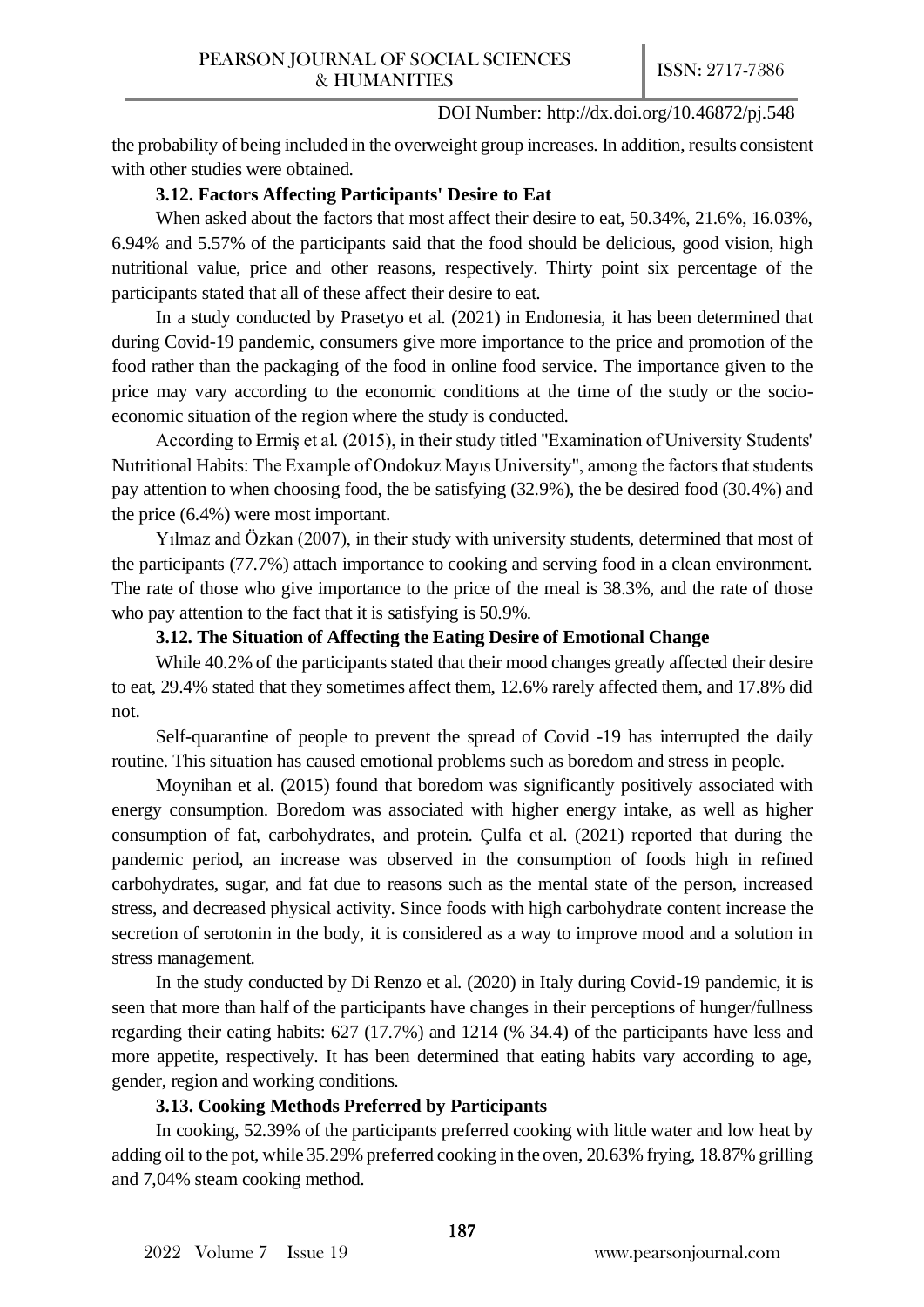the probability of being included in the overweight group increases. In addition, results consistent with other studies were obtained.

### 3.12. Factors Affecting Participants' Desire to Eat

When asked about the factors that most affect their desire to eat, 50.34%, 21.6%, 16.03%, 6.94% and 5.57% of the participants said that the food should be delicious, good vision, high nutritional value, price and other reasons, respectively. Thirty point six percentage of the participants stated that all of these affect their desire to eat.

In a study conducted by Prasetyo et al. (2021) in Endonesia, it has been determined that during Covid-19 pandemic, consumers give more importance to the price and promotion of the food rather than the packaging of the food in online food service. The importance given to the price may vary according to the economic conditions at the time of the study or the socio-economic situation of the region where the study is conducted.

According to Ermiş et al. (2015), in their study titled "Examination of University Students' Nutritional Habits: The Example of Ondokuz Mayıs University", among the factors that students pay attention to when choosing food, the be satisfying (32.9%), the be desired food (30.4%) and the price (6.4%) were most important.

Yılmaz and Özkan (2007), in their study with university students, determined that most of the participants (77.7%) attach importance to cooking and serving food in a clean environment. The rate of those who give importance to the price of the meal is 38.3%, and the rate of those who pay attention to the fact that it is satisfying is 50.9%.

### 3.12. The Situation of Affecting the Eating Desire of Emotional Change

While 40.2% of the participants stated that their mood changes greatly affected their desire to eat, 29.4% stated that they sometimes affect them, 12.6% rarely affected them, and 17.8% did not.

Self-quarantine of people to prevent the spread of Covid -19 has interrupted the daily routine. This situation has caused emotional problems such as boredom and stress in people.

Moynihan et al. (2015) found that boredom was significantly positively associated with energy consumption. Boredom was associated with higher energy intake, as well as higher consumption of fat, carbohydrates, and protein. Çulfa et al. (2021) reported that during the pandemic period, an increase was observed in the consumption of foods high in refined carbohydrates, sugar, and fat due to reasons such as the mental state of the person, increased stress, and decreased physical activity. Since foods with high carbohydrate content increase the secretion of serotonin in the body, it is considered as a way to improve mood and a solution in stress management.

In the study conducted by Di Renzo et al. (2020) in Italy during Covid-19 pandemic, it is seen that more than half of the participants have changes in their perceptions of hunger/fullness regarding their eating habits: 627 (17.7%) and 1214 (% 34.4) of the participants have less and more appetite, respectively. It has been determined that eating habits vary according to age, gender, region and working conditions.

### 3.13. Cooking Methods Preferred by Participants

In cooking, 52.39% of the participants preferred cooking with little water and low heat by adding oil to the pot, while 35.29% preferred cooking in the oven, 20.63% frying, 18.87% grilling and 7,04% steam cooking method.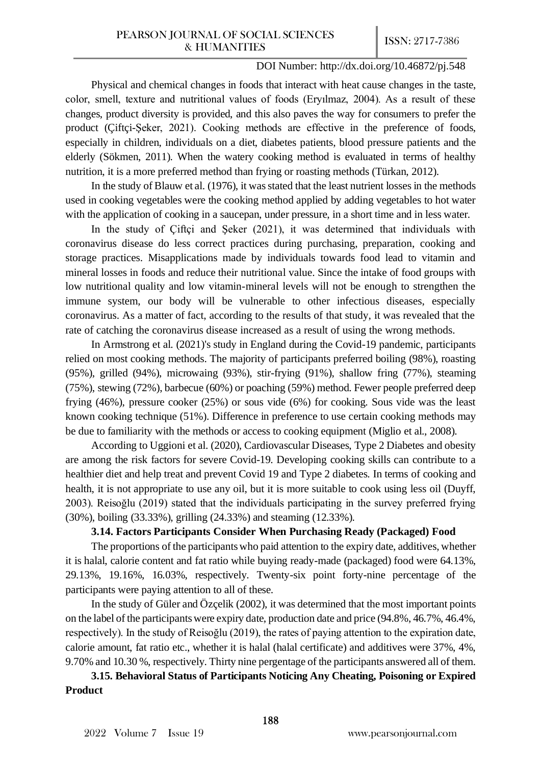Physical and chemical changes in foods that interact with heat cause changes in the taste, color, smell, texture and nutritional values of foods (Eryılmaz, 2004). As a result of these changes, product diversity is provided, and this also paves the way for consumers to prefer the product (Çiftçi-Şeker, 2021). Cooking methods are effective in the preference of foods, especially in children, individuals on a diet, diabetes patients, blood pressure patients and the elderly (Sökmen, 2011). When the watery cooking method is evaluated in terms of healthy nutrition, it is a more preferred method than frying or roasting methods (Türkan, 2012).

In the study of Blauw et al. (1976), it was stated that the least nutrient losses in the methods used in cooking vegetables were the cooking method applied by adding vegetables to hot water with the application of cooking in a saucepan, under pressure, in a short time and in less water.

In the study of Çiftçi and Şeker (2021), it was determined that individuals with coronavirus disease do less correct practices during purchasing, preparation, cooking and storage practices. Misapplications made by individuals towards food lead to vitamin and mineral losses in foods and reduce their nutritional value. Since the intake of food groups with low nutritional quality and low vitamin-mineral levels will not be enough to strengthen the immune system, our body will be vulnerable to other infectious diseases, especially coronavirus. As a matter of fact, according to the results of that study, it was revealed that the rate of catching the coronavirus disease increased as a result of using the wrong methods.

In Armstrong et al. (2021)'s study in England during the Covid-19 pandemic, participants relied on most cooking methods. The majority of participants preferred boiling (98%), roasting (95%), grilled (94%), microwaing (93%), stir-frying (91%), shallow fring (77%), steaming (75%), stewing (72%), barbecue (60%) or poaching (59%) method. Fewer people preferred deep frying (46%), pressure cooker (25%) or sous vide (6%) for cooking. Sous vide was the least known cooking technique (51%). Difference in preference to use certain cooking methods may be due to familiarity with the methods or access to cooking equipment (Miglio et al., 2008).

According to Uggioni et al. (2020), Cardiovascular Diseases, Type 2 Diabetes and obesity are among the risk factors for severe Covid-19. Developing cooking skills can contribute to a healthier diet and help treat and prevent Covid 19 and Type 2 diabetes. In terms of cooking and health, it is not appropriate to use any oil, but it is more suitable to cook using less oil (Duyff, 2003). Reisoğlu (2019) stated that the individuals participating in the survey preferred frying (30%), boiling (33.33%), grilling (24.33%) and steaming (12.33%).

### 3.14. Factors Participants Consider When Purchasing Ready (Packaged) Food

The proportions of the participants who paid attention to the expiry date, additives, whether it is halal, calorie content and fat ratio while buying ready-made (packaged) food were 64.13%, 29.13%, 19.16%, 16.03%, respectively. Twenty-six point forty-nine percentage of the participants were paying attention to all of these.

In the study of Güler and Özçelik (2002), it was determined that the most important points on the label of the participants were expiry date, production date and price (94.8%, 46.7%, 46.4%, respectively). In the study of Reisoğlu (2019), the rates of paying attention to the expiration date, calorie amount, fat ratio etc., whether it is halal (halal certificate) and additives were 37%, 4%, 9.70% and 10.30 %, respectively. Thirty nine pergentage of the participants answered all of them.

### 3.15. Behavioral Status of Participants Noticing Any Cheating, Poisoning or Expired Product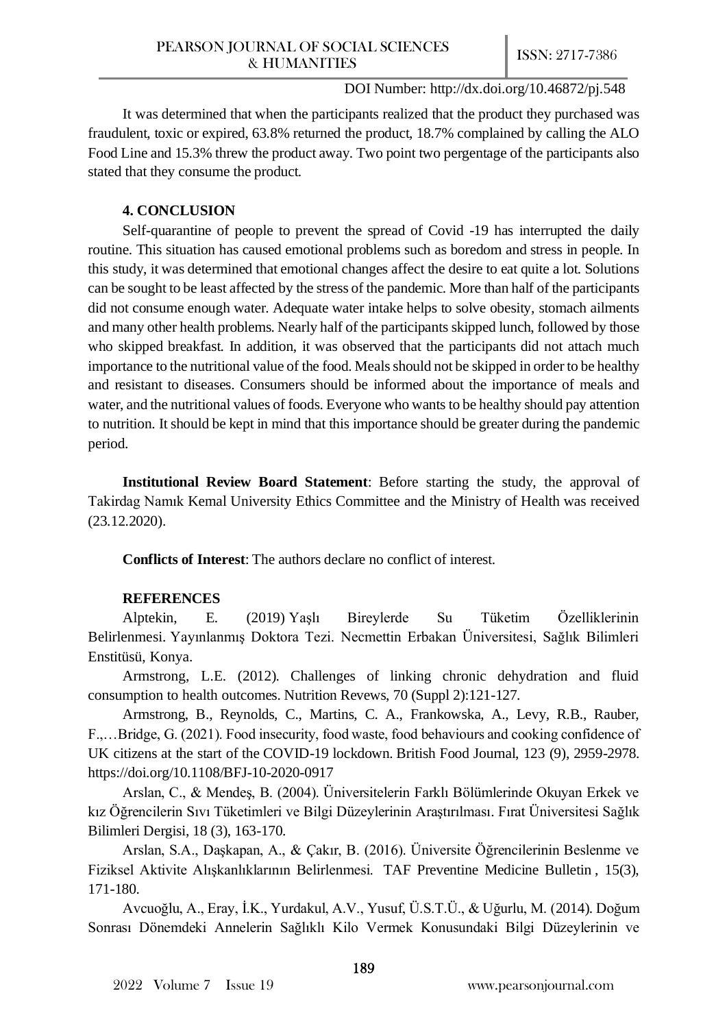It was determined that when the participants realized that the product they purchased was fraudulent, toxic or expired, 63.8% returned the product, 18.7% complained by calling the ALO Food Line and 15.3% threw the product away. Two point two pergentage of the participants also stated that they consume the product.

## 4. CONCLUSION

Self-quarantine of people to prevent the spread of Covid -19 has interrupted the daily routine. This situation has caused emotional problems such as boredom and stress in people. In this study, it was determined that emotional changes affect the desire to eat quite a lot. Solutions can be sought to be least affected by the stress of the pandemic. More than half of the participants did not consume enough water. Adequate water intake helps to solve obesity, stomach ailments and many other health problems. Nearly half of the participants skipped lunch, followed by those who skipped breakfast. In addition, it was observed that the participants did not attach much importance to the nutritional value of the food. Meals should not be skipped in order to be healthy and resistant to diseases. Consumers should be informed about the importance of meals and water, and the nutritional values of foods. Everyone who wants to be healthy should pay attention to nutrition. It should be kept in mind that this importance should be greater during the pandemic period.

**Institutional Review Board Statement**: Before starting the study, the approval of Takirdag Namık Kemal University Ethics Committee and the Ministry of Health was received (23.12.2020).

**Conflicts of Interest**: The authors declare no conflict of interest.

## REFERENCES

Alptekin, E. (2019) Yaşlı Bireylerde Su Tüketim Özelliklerinin Belirlenmesi. Yayınlanmış Doktora Tezi. Necmettin Erbakan Üniversitesi, Sağlık Bilimleri Enstitüsü, Konya.

Armstrong, L.E. (2012). Challenges of linking chronic dehydration and fluid consumption to health outcomes. Nutrition Revews, 70 (Suppl 2):121-127.

Armstrong, B., Reynolds, C., Martins, C. A., Frankowska, A., Levy, R.B., Rauber, F.,…Bridge, G. (2021). Food insecurity, food waste, food behaviours and cooking confidence of UK citizens at the start of the COVID-19 lockdown. British Food Journal, 123 (9), 2959-2978. https://doi.org/10.1108/BFJ-10-2020-0917

Arslan, C., & Mendeş, B. (2004). Üniversitelerin Farklı Bölümlerinde Okuyan Erkek ve kız Öğrencilerin Sıvı Tüketimleri ve Bilgi Düzeylerinin Araştırılması. Fırat Üniversitesi Sağlık Bilimleri Dergisi, 18 (3), 163-170.

Arslan, S.A., Daşkapan, A., & Çakır, B. (2016). Üniversite Öğrencilerinin Beslenme ve Fiziksel Aktivite Alışkanlıklarının Belirlenmesi. TAF Preventine Medicine Bulletin , 15(3), 171-180.

Avcuoğlu, A., Eray, İ.K., Yurdakul, A.V., Yusuf, Ü.S.T.Ü., & Uğurlu, M. (2014). Doğum Sonrası Dönemdeki Annelerin Sağlıklı Kilo Vermek Konusundaki Bilgi Düzeylerinin ve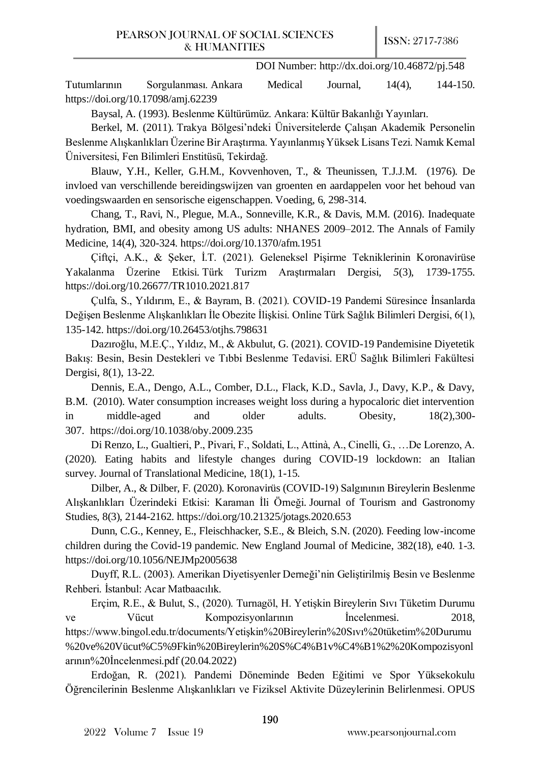Tutumlarının Sorgulanması. Ankara Medical Journal, 14(4), 144-150. https://doi.org/10.17098/amj.62239

Baysal, A. (1993). Beslenme Kültürümüz. Ankara: Kültür Bakanlığı Yayınları.

Berkel, M. (2011). Trakya Bölgesi'ndeki Üniversitelerde Çalışan Akademik Personelin Beslenme Alışkanlıkları Üzerine Bir Araştırma. Yayınlanmış Yüksek Lisans Tezi. Namık Kemal Üniversitesi, Fen Bilimleri Enstitüsü, Tekirdağ.

Blauw, Y.H., Keller, G.H.M., Kovvenhoven, T., & Theunissen, T.J.J.M. (1976). De invloed van verschillende bereidingswijzen van groenten en aardappelen voor het behoud van voedingswaarden en sensorische eigenschappen. Voeding, 6, 298-314.

Chang, T., Ravi, N., Plegue, M.A., Sonneville, K.R., & Davis, M.M. (2016). Inadequate hydration, BMI, and obesity among US adults: NHANES 2009–2012. The Annals of Family Medicine, 14(4), 320-324. https://doi.org/10.1370/afm.1951

Çiftçi, A.K., & Şeker, İ.T. (2021). Geleneksel Pişirme Tekniklerinin Koronavirüse Yakalanma Üzerine Etkisi. Türk Turizm Araştırmaları Dergisi, *5*(3), 1739-1755. https://doi.org/10.26677/TR1010.2021.817

Çulfa, S., Yıldırım, E., & Bayram, B. (2021). COVID-19 Pandemi Süresince İnsanlarda Değişen Beslenme Alışkanlıkları İle Obezite İlişkisi. Online Türk Sağlık Bilimleri Dergisi, 6(1), 135-142. https://doi.org/10.26453/otjhs.798631

Dazıroğlu, M.E.Ç., Yıldız, M., & Akbulut, G. (2021). COVID-19 Pandemisine Diyetetik Bakış: Besin, Besin Destekleri ve Tıbbi Beslenme Tedavisi. ERÜ Sağlık Bilimleri Fakültesi Dergisi, 8(1), 13-22.

Dennis, E.A., Dengo, A.L., Comber, D.L., Flack, K.D., Savla, J., Davy, K.P., & Davy, B.M. (2010). Water consumption increases weight loss during a hypocaloric diet intervention in middle-aged and older adults. Obesity, 18(2),300-307. https://doi.org/10.1038/oby.2009.235

Di Renzo, L., Gualtieri, P., Pivari, F., Soldati, L., Attinà, A., Cinelli, G., …De Lorenzo, A. (2020). Eating habits and lifestyle changes during COVID-19 lockdown: an Italian survey. Journal of Translational Medicine, 18(1), 1-15.

Dilber, A., & Dilber, F. (2020). Koronavirüs (COVID-19) Salgınının Bireylerin Beslenme Alışkanlıkları Üzerindeki Etkisi: Karaman İli Örneği. Journal of Tourism and Gastronomy Studies, 8(3), 2144-2162. https://doi.org/10.21325/jotags.2020.653

Dunn, C.G., Kenney, E., Fleischhacker, S.E., & Bleich, S.N. (2020). Feeding low-income children during the Covid-19 pandemic. New England Journal of Medicine, 382(18), e40. 1-3. https://doi.org/10.1056/NEJMp2005638

Duyff, R.L. (2003). Amerikan Diyetisyenler Derneği'nin Geliştirilmiş Besin ve Beslenme Rehberi. İstanbul: Acar Matbaacılık.

Erçim, R.E., & Bulut, S., (2020). Turnagöl, H. Yetişkin Bireylerin Sıvı Tüketim Durumu ve Vücut Kompozisyonlarının İncelenmesi. 2018, https://www.bingol.edu.tr/documents/Yetişkin%20Bireylerin%20Sıvı%20tüketim%20Durumu%20ve%20Vücut%C5%9Fkin%20Bireylerin%20S%C4%B1v%C4%B1%2%20Kompozisyonlarının%20İncelenmesi.pdf (20.04.2022)

Erdoğan, R. (2021). Pandemi Döneminde Beden Eğitimi ve Spor Yüksekokulu Öğrencilerinin Beslenme Alışkanlıkları ve Fiziksel Aktivite Düzeylerinin Belirlenmesi. OPUS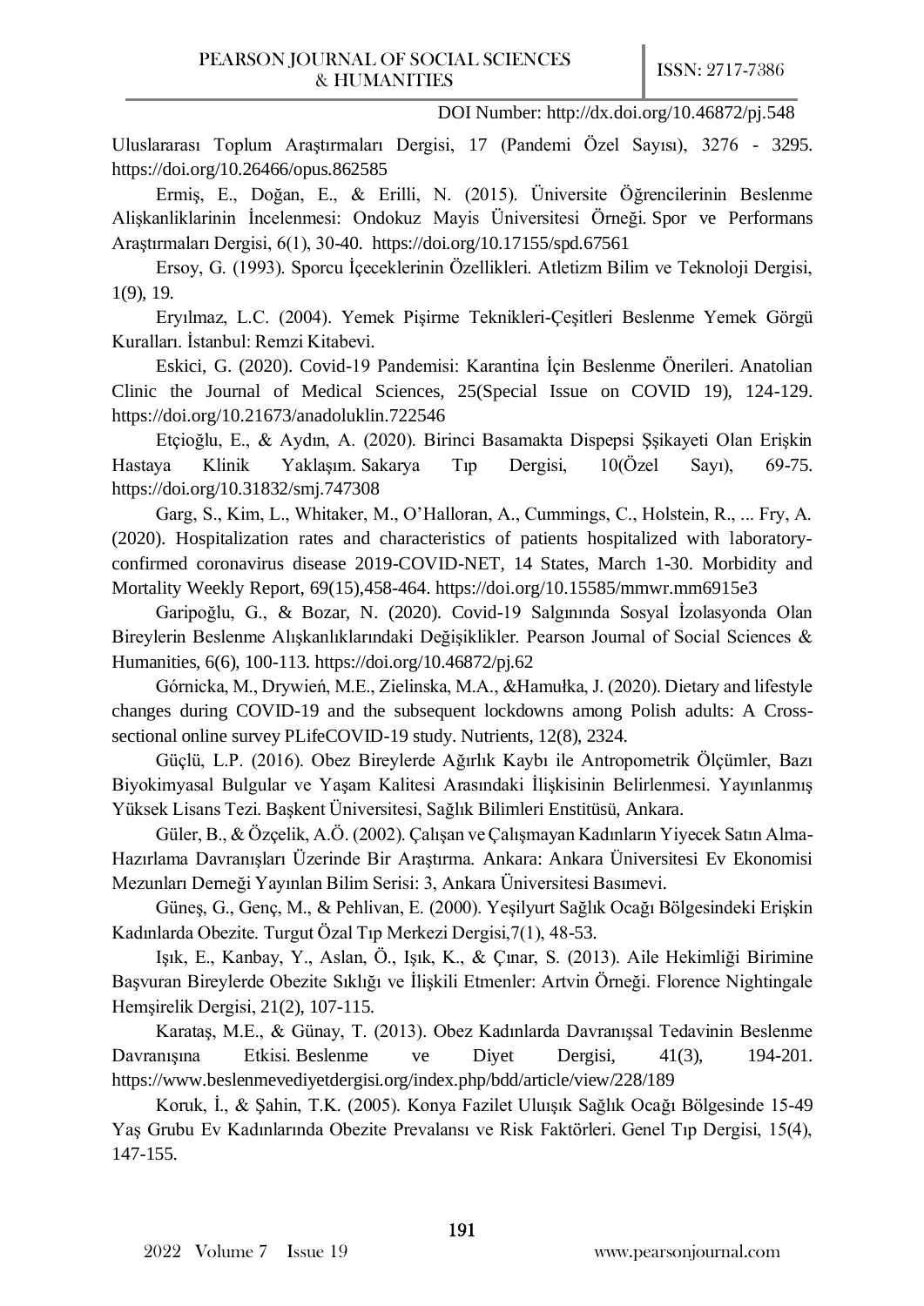Uluslararası Toplum Araştırmaları Dergisi, 17 (Pandemi Özel Sayısı), 3276 - 3295. https://doi.org/10.26466/opus.862585

Ermiş, E., Doğan, E., & Erilli, N. (2015). Üniversite Öğrencilerinin Beslenme Alişkanliklarinin İncelenmesi: Ondokuz Mayis Üniversitesi Örneği. Spor ve Performans Araştırmaları Dergisi, 6(1), 30-40. https://doi.org/10.17155/spd.67561

Ersoy, G. (1993). Sporcu İçeceklerinin Özellikleri. Atletizm Bilim ve Teknoloji Dergisi, 1(9), 19.

Eryılmaz, L.C. (2004). Yemek Pişirme Teknikleri-Çeşitleri Beslenme Yemek Görgü Kuralları. İstanbul: Remzi Kitabevi.

Eskici, G. (2020). Covid-19 Pandemisi: Karantina İçin Beslenme Önerileri. Anatolian Clinic the Journal of Medical Sciences, 25(Special Issue on COVID 19), 124-129. https://doi.org/10.21673/anadoluklin.722546

Etçioğlu, E., & Aydın, A. (2020). Birinci Basamakta Dispepsi Şşikayeti Olan Erişkin Hastaya Klinik Yaklaşım. Sakarya Tıp Dergisi, 10(Özel Sayı), 69-75. https://doi.org/10.31832/smj.747308

Garg, S., Kim, L., Whitaker, M., O'Halloran, A., Cummings, C., Holstein, R., ... Fry, A. (2020). Hospitalization rates and characteristics of patients hospitalized with laboratory-confirmed coronavirus disease 2019-COVID-NET, 14 States, March 1-30. Morbidity and Mortality Weekly Report, 69(15),458-464. https://doi.org/10.15585/mmwr.mm6915e3

Garipoğlu, G., & Bozar, N. (2020). Covid-19 Salgınında Sosyal İzolasyonda Olan Bireylerin Beslenme Alışkanlıklarındaki Değişiklikler. Pearson Journal of Social Sciences & Humanities, 6(6), 100-113. https://doi.org/10.46872/pj.62

Górnicka, M., Drywień, M.E., Zielinska, M.A., &Hamułka, J. (2020). Dietary and lifestyle changes during COVID-19 and the subsequent lockdowns among Polish adults: A Cross-sectional online survey PLifeCOVID-19 study. Nutrients, 12(8), 2324.

Güçlü, L.P. (2016). Obez Bireylerde Ağırlık Kaybı ile Antropometrik Ölçümler, Bazı Biyokimyasal Bulgular ve Yaşam Kalitesi Arasındaki İlişkisinin Belirlenmesi. Yayınlanmış Yüksek Lisans Tezi. Başkent Üniversitesi, Sağlık Bilimleri Enstitüsü, Ankara.

Güler, B., & Özçelik, A.Ö. (2002). Çalışan ve Çalışmayan Kadınların Yiyecek Satın Alma-Hazırlama Davranışları Üzerinde Bir Araştırma. Ankara: Ankara Üniversitesi Ev Ekonomisi Mezunları Derneği Yayınlan Bilim Serisi: 3, Ankara Üniversitesi Basımevi.

Güneş, G., Genç, M., & Pehlivan, E. (2000). Yeşilyurt Sağlık Ocağı Bölgesindeki Erişkin Kadınlarda Obezite. Turgut Özal Tıp Merkezi Dergisi,7(1), 48-53.

Işık, E., Kanbay, Y., Aslan, Ö., Işık, K., & Çınar, S. (2013). Aile Hekimliği Birimine Başvuran Bireylerde Obezite Sıklığı ve İlişkili Etmenler: Artvin Örneği. Florence Nightingale Hemşirelik Dergisi, 21(2), 107-115.

Karataş, M.E., & Günay, T. (2013). Obez Kadınlarda Davranışsal Tedavinin Beslenme Davranışına Etkisi. Beslenme ve Diyet Dergisi, 41(3), 194-201. https://www.beslenmevediyetdergisi.org/index.php/bdd/article/view/228/189

Koruk, İ., & Şahin, T.K. (2005). Konya Fazilet Uluışık Sağlık Ocağı Bölgesinde 15-49 Yaş Grubu Ev Kadınlarında Obezite Prevalansı ve Risk Faktörleri. Genel Tıp Dergisi, 15(4), 147-155.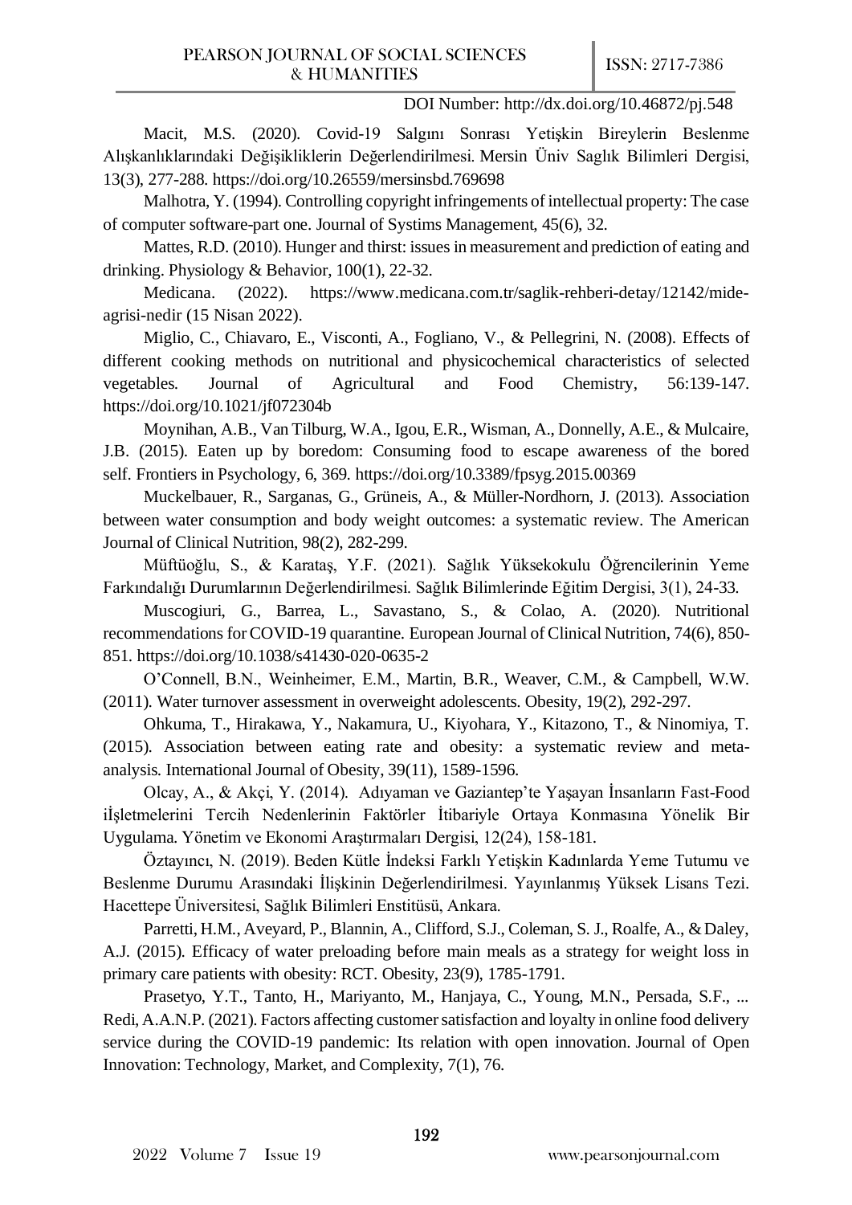Macit, M.S. (2020). Covid-19 Salgını Sonrası Yetişkin Bireylerin Beslenme Alışkanlıklarındaki Değişikliklerin Değerlendirilmesi. Mersin Üniv Saglık Bilimleri Dergisi, 13(3), 277-288. https://doi.org/10.26559/mersinsbd.769698

Malhotra, Y. (1994). Controlling copyright infringements of intellectual property: The case of computer software-part one. Journal of Systims Management, 45(6), 32.

Mattes, R.D. (2010). Hunger and thirst: issues in measurement and prediction of eating and drinking. Physiology & Behavior, 100(1), 22-32.

Medicana. (2022). https://www.medicana.com.tr/saglik-rehberi-detay/12142/mide-agrisi-nedir (15 Nisan 2022).

Miglio, C., Chiavaro, E., Visconti, A., Fogliano, V., & Pellegrini, N. (2008). Effects of different cooking methods on nutritional and physicochemical characteristics of selected vegetables. Journal of Agricultural and Food Chemistry, 56:139-147. https://doi.org/10.1021/jf072304b

Moynihan, A.B., Van Tilburg, W.A., Igou, E.R., Wisman, A., Donnelly, A.E., & Mulcaire, J.B. (2015). Eaten up by boredom: Consuming food to escape awareness of the bored self. Frontiers in Psychology, 6, 369. https://doi.org/10.3389/fpsyg.2015.00369

Muckelbauer, R., Sarganas, G., Grüneis, A., & Müller-Nordhorn, J. (2013). Association between water consumption and body weight outcomes: a systematic review. The American Journal of Clinical Nutrition, 98(2), 282-299.

Müftüoğlu, S., & Karataş, Y.F. (2021). Sağlık Yüksekokulu Öğrencilerinin Yeme Farkındalığı Durumlarının Değerlendirilmesi. Sağlık Bilimlerinde Eğitim Dergisi, 3(1), 24-33.

Muscogiuri, G., Barrea, L., Savastano, S., & Colao, A. (2020). Nutritional recommendations for COVID-19 quarantine. European Journal of Clinical Nutrition, 74(6), 850-851. https://doi.org/10.1038/s41430-020-0635-2

O'Connell, B.N., Weinheimer, E.M., Martin, B.R., Weaver, C.M., & Campbell, W.W. (2011). Water turnover assessment in overweight adolescents. Obesity, 19(2), 292-297.

Ohkuma, T., Hirakawa, Y., Nakamura, U., Kiyohara, Y., Kitazono, T., & Ninomiya, T. (2015). Association between eating rate and obesity: a systematic review and meta-analysis. International Journal of Obesity, 39(11), 1589-1596.

Olcay, A., & Akçi, Y. (2014). Adıyaman ve Gaziantep'te Yaşayan İnsanların Fast-Food iİşletmelerini Tercih Nedenlerinin Faktörler İtibariyle Ortaya Konmasına Yönelik Bir Uygulama. Yönetim ve Ekonomi Araştırmaları Dergisi, 12(24), 158-181.

Öztayıncı, N. (2019). Beden Kütle İndeksi Farklı Yetişkin Kadınlarda Yeme Tutumu ve Beslenme Durumu Arasındaki İlişkinin Değerlendirilmesi. Yayınlanmış Yüksek Lisans Tezi. Hacettepe Üniversitesi, Sağlık Bilimleri Enstitüsü, Ankara.

Parretti, H.M., Aveyard, P., Blannin, A., Clifford, S.J., Coleman, S. J., Roalfe, A., & Daley, A.J. (2015). Efficacy of water preloading before main meals as a strategy for weight loss in primary care patients with obesity: RCT. Obesity, 23(9), 1785-1791.

Prasetyo, Y.T., Tanto, H., Mariyanto, M., Hanjaya, C., Young, M.N., Persada, S.F., ... Redi, A.A.N.P. (2021). Factors affecting customer satisfaction and loyalty in online food delivery service during the COVID-19 pandemic: Its relation with open innovation. Journal of Open Innovation: Technology, Market, and Complexity, 7(1), 76.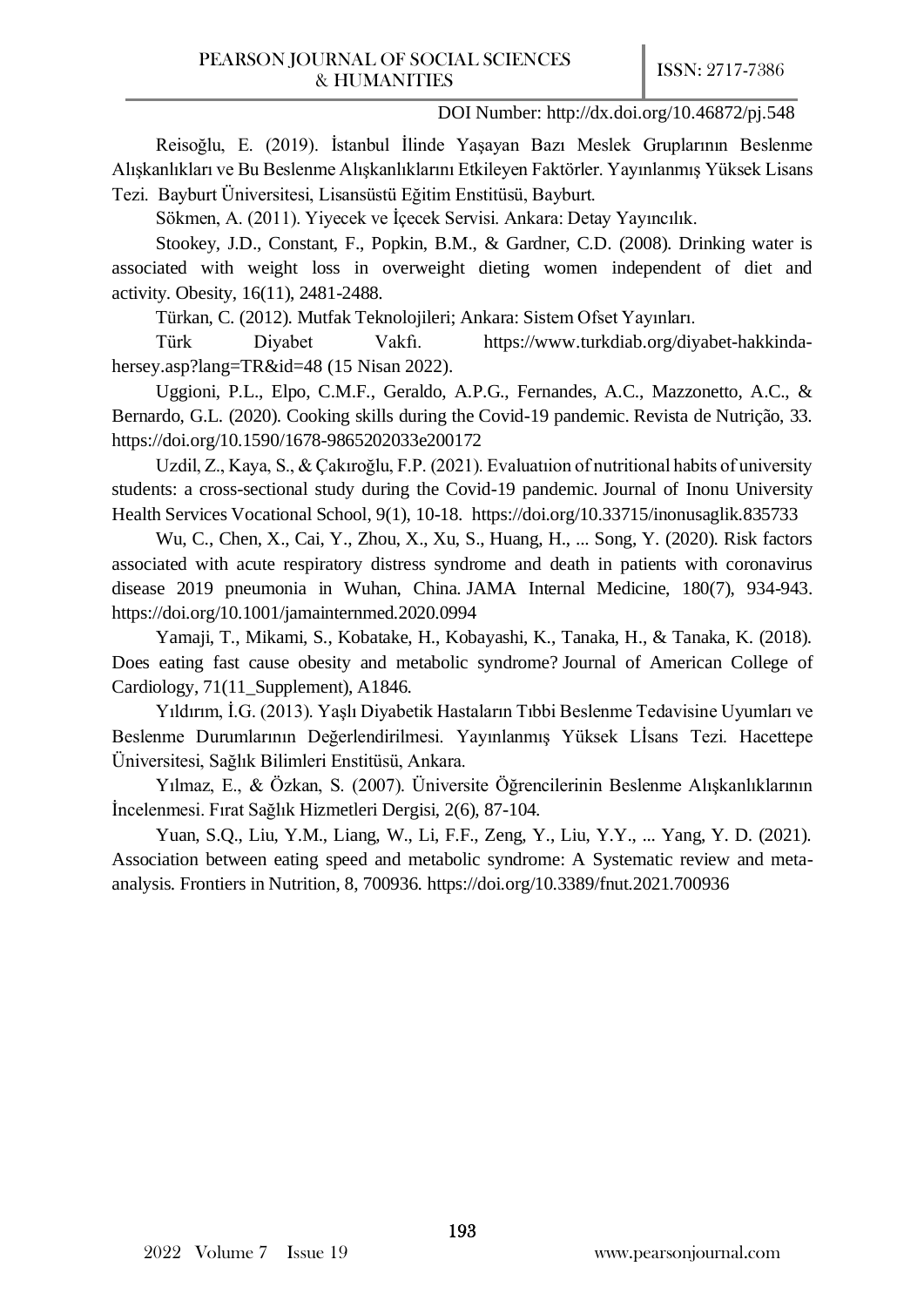Reisoğlu, E. (2019). İstanbul İlinde Yaşayan Bazı Meslek Gruplarının Beslenme Alışkanlıkları ve Bu Beslenme Alışkanlıklarını Etkileyen Faktörler. Yayınlanmış Yüksek Lisans Tezi. Bayburt Üniversitesi, Lisansüstü Eğitim Enstitüsü, Bayburt.

Sökmen, A. (2011). Yiyecek ve İçecek Servisi. Ankara: Detay Yayıncılık.

Stookey, J.D., Constant, F., Popkin, B.M., & Gardner, C.D. (2008). Drinking water is associated with weight loss in overweight dieting women independent of diet and activity. Obesity, 16(11), 2481-2488.

Türkan, C. (2012). Mutfak Teknolojileri; Ankara: Sistem Ofset Yayınları.

Türk Diyabet Vakfı. https://www.turkdiab.org/diyabet-hakkinda-hersey.asp?lang=TR&id=48 (15 Nisan 2022).

Uggioni, P.L., Elpo, C.M.F., Geraldo, A.P.G., Fernandes, A.C., Mazzonetto, A.C., & Bernardo, G.L. (2020). Cooking skills during the Covid-19 pandemic. Revista de Nutrição, 33. https://doi.org/10.1590/1678-9865202033e200172

Uzdil, Z., Kaya, S., & Çakıroğlu, F.P. (2021). Evaluatıion of nutritional habits of university students: a cross-sectional study during the Covid-19 pandemic. Journal of Inonu University Health Services Vocational School, 9(1), 10-18. https://doi.org/10.33715/inonusaglik.835733

Wu, C., Chen, X., Cai, Y., Zhou, X., Xu, S., Huang, H., ... Song, Y. (2020). Risk factors associated with acute respiratory distress syndrome and death in patients with coronavirus disease 2019 pneumonia in Wuhan, China. JAMA Internal Medicine, 180(7), 934-943. https://doi.org/10.1001/jamainternmed.2020.0994

Yamaji, T., Mikami, S., Kobatake, H., Kobayashi, K., Tanaka, H., & Tanaka, K. (2018). Does eating fast cause obesity and metabolic syndrome? Journal of American College of Cardiology, 71(11_Supplement), A1846.

Yıldırım, İ.G. (2013). Yaşlı Diyabetik Hastaların Tıbbi Beslenme Tedavisine Uyumları ve Beslenme Durumlarının Değerlendirilmesi. Yayınlanmış Yüksek Lİsans Tezi. Hacettepe Üniversitesi, Sağlık Bilimleri Enstitüsü, Ankara.

Yılmaz, E., & Özkan, S. (2007). Üniversite Öğrencilerinin Beslenme Alışkanlıklarının İncelenmesi. Fırat Sağlık Hizmetleri Dergisi, 2(6), 87-104.

Yuan, S.Q., Liu, Y.M., Liang, W., Li, F.F., Zeng, Y., Liu, Y.Y., ... Yang, Y. D. (2021). Association between eating speed and metabolic syndrome: A Systematic review and meta-analysis. Frontiers in Nutrition, 8, 700936. https://doi.org/10.3389/fnut.2021.700936